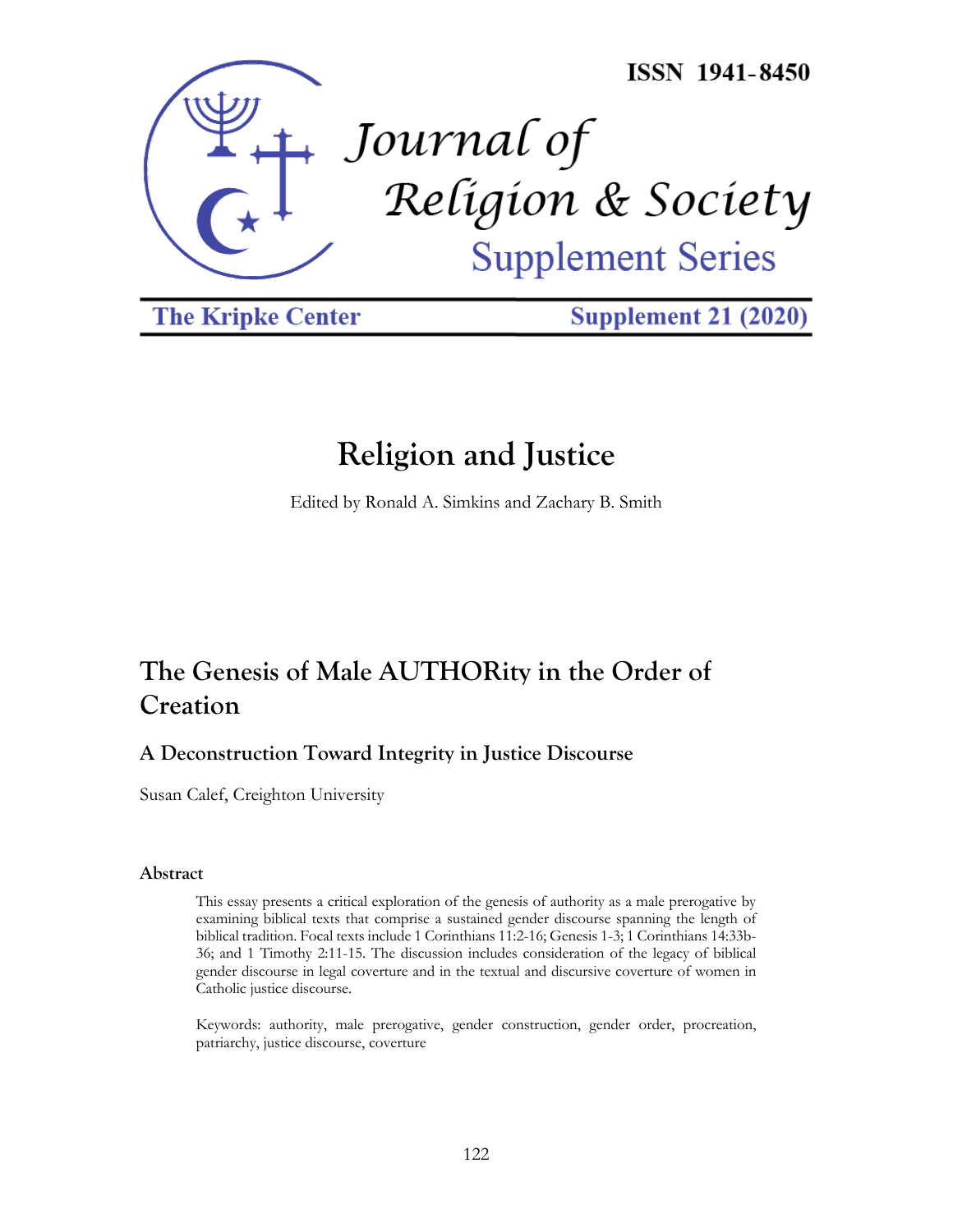ISSN 1941-8450

Journal of Religion & Society

Supplement Series

The Kripke Center

Supplement 21 (2020)

# Religion and Justice

Edited by Ronald A. Simkins and Zachary B. Smith

## The Genesis of Male AUTHORity in the Order of Creation

### A Deconstruction Toward Integrity in Justice Discourse

Susan Calef, Creighton University

#### Abstract

This essay presents a critical exploration of the genesis of authority as a male prerogative by examining biblical texts that comprise a sustained gender discourse spanning the length of biblical tradition. Focal texts include 1 Corinthians 11:2-16; Genesis 1-3; 1 Corinthians 14:33b-36; and 1 Timothy 2:11-15. The discussion includes consideration of the legacy of biblical gender discourse in legal coverture and in the textual and discursive coverture of women in Catholic justice discourse.

Keywords: authority, male prerogative, gender construction, gender order, procreation, patriarchy, justice discourse, coverture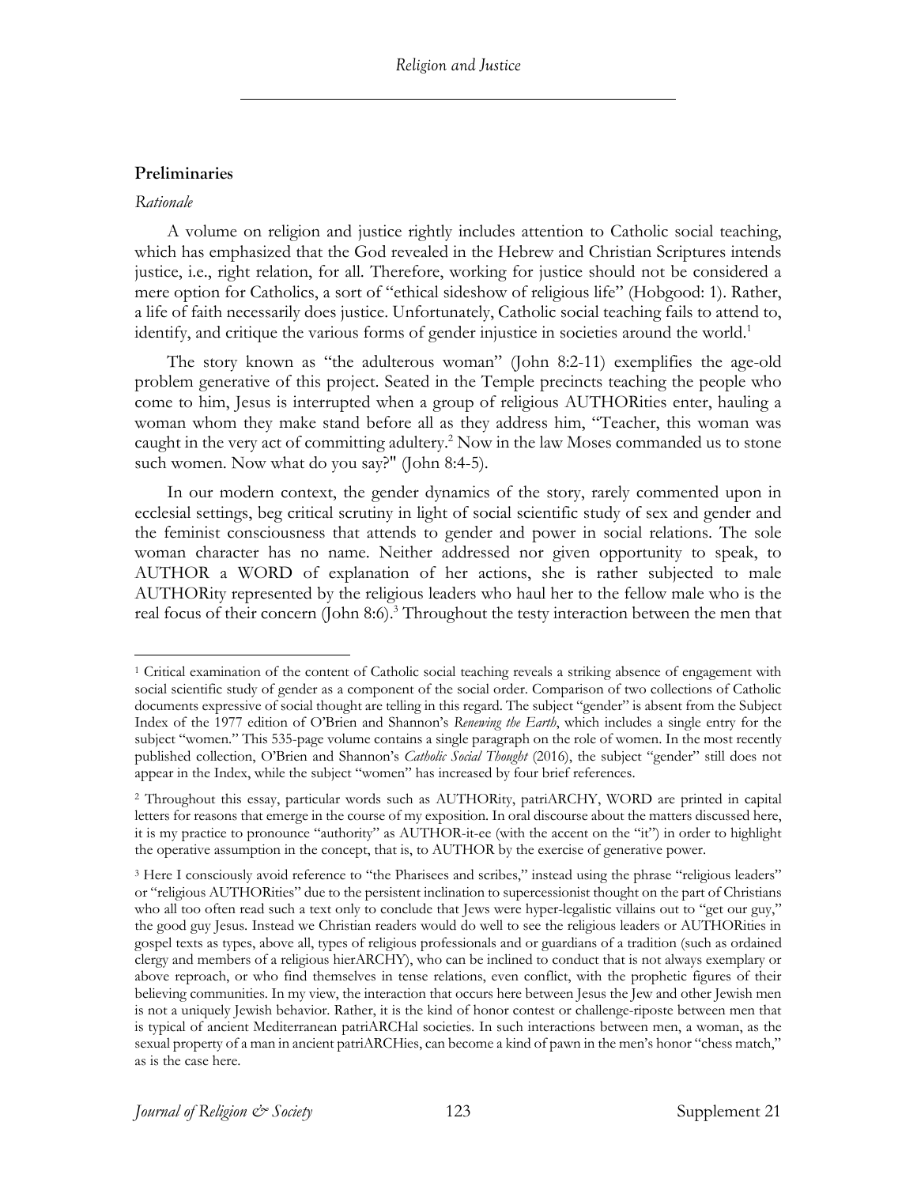## Preliminaries

*Rationale*

A volume on religion and justice rightly includes attention to Catholic social teaching, which has emphasized that the God revealed in the Hebrew and Christian Scriptures intends justice, i.e., right relation, for all. Therefore, working for justice should not be considered a mere option for Catholics, a sort of "ethical sideshow of religious life" (Hobgood: 1). Rather, a life of faith necessarily does justice. Unfortunately, Catholic social teaching fails to attend to, identify, and critique the various forms of gender injustice in societies around the world.[1]

The story known as "the adulterous woman" (John 8:2-11) exemplifies the age-old problem generative of this project. Seated in the Temple precincts teaching the people who come to him, Jesus is interrupted when a group of religious AUTHORities enter, hauling a woman whom they make stand before all as they address him, "Teacher, this woman was caught in the very act of committing adultery.[2] Now in the law Moses commanded us to stone such women. Now what do you say?" (John 8:4-5).

In our modern context, the gender dynamics of the story, rarely commented upon in ecclesial settings, beg critical scrutiny in light of social scientific study of sex and gender and the feminist consciousness that attends to gender and power in social relations. The sole woman character has no name. Neither addressed nor given opportunity to speak, to AUTHOR a WORD of explanation of her actions, she is rather subjected to male AUTHORity represented by the religious leaders who haul her to the fellow male who is the real focus of their concern (John 8:6).[3] Throughout the testy interaction between the men that

---

[1] Critical examination of the content of Catholic social teaching reveals a striking absence of engagement with social scientific study of gender as a component of the social order. Comparison of two collections of Catholic documents expressive of social thought are telling in this regard. The subject "gender" is absent from the Subject Index of the 1977 edition of O'Brien and Shannon's *Renewing the Earth*, which includes a single entry for the subject "women." This 535-page volume contains a single paragraph on the role of women. In the most recently published collection, O'Brien and Shannon's *Catholic Social Thought* (2016), the subject "gender" still does not appear in the Index, while the subject "women" has increased by four brief references.

[2] Throughout this essay, particular words such as AUTHORity, patriARCHY, WORD are printed in capital letters for reasons that emerge in the course of my exposition. In oral discourse about the matters discussed here, it is my practice to pronounce "authority" as AUTHOR-it-ee (with the accent on the "it") in order to highlight the operative assumption in the concept, that is, to AUTHOR by the exercise of generative power.

[3] Here I consciously avoid reference to "the Pharisees and scribes," instead using the phrase "religious leaders" or "religious AUTHORities" due to the persistent inclination to supercessionist thought on the part of Christians who all too often read such a text only to conclude that Jews were hyper-legalistic villains out to "get our guy," the good guy Jesus. Instead we Christian readers would do well to see the religious leaders or AUTHORities in gospel texts as types, above all, types of religious professionals and or guardians of a tradition (such as ordained clergy and members of a religious hierARCHY), who can be inclined to conduct that is not always exemplary or above reproach, or who find themselves in tense relations, even conflict, with the prophetic figures of their believing communities. In my view, the interaction that occurs here between Jesus the Jew and other Jewish men is not a uniquely Jewish behavior. Rather, it is the kind of honor contest or challenge-riposte between men that is typical of ancient Mediterranean patriARCHal societies. In such interactions between men, a woman, as the sexual property of a man in ancient patriARCHies, can become a kind of pawn in the men's honor "chess match," as is the case here.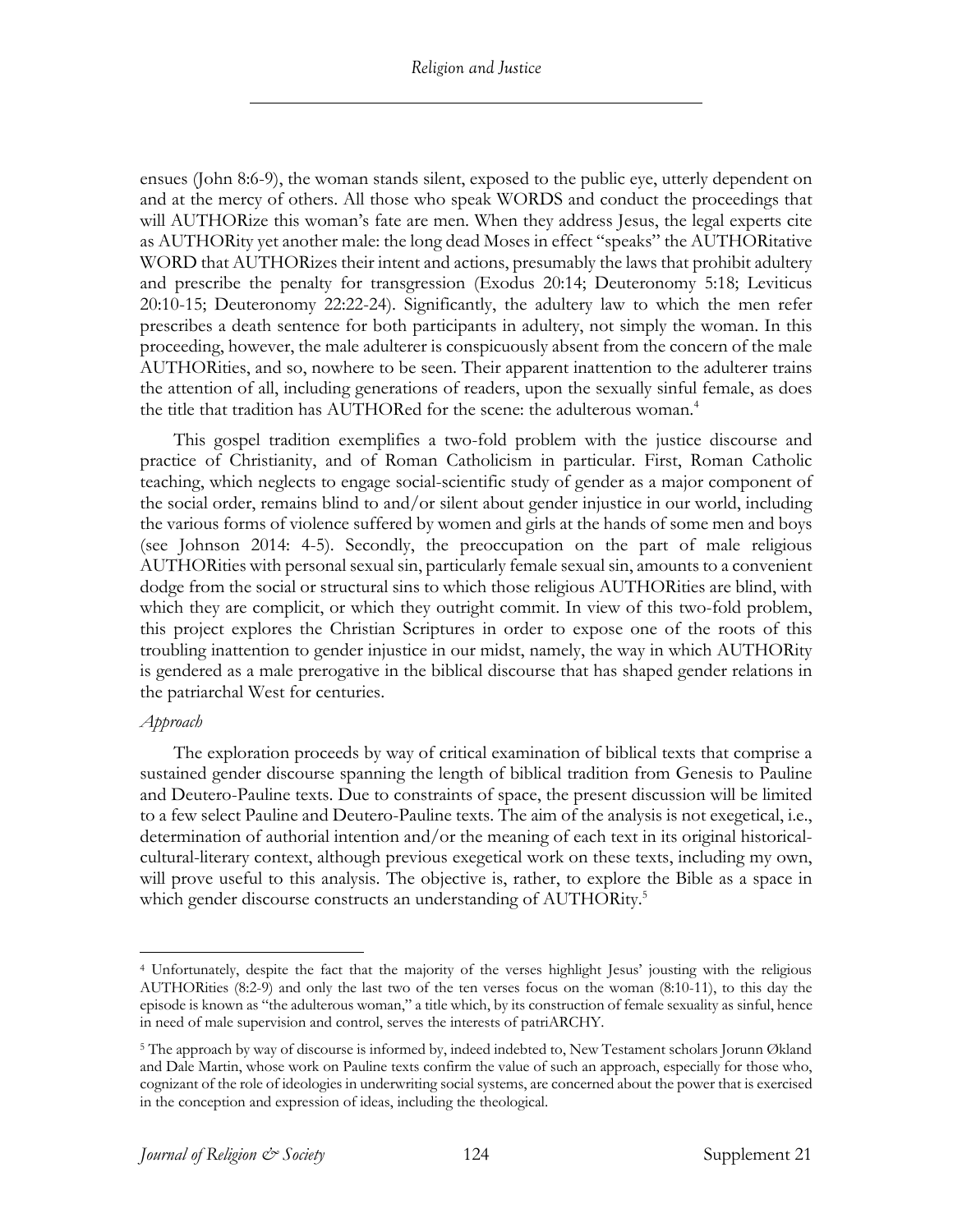ensues (John 8:6-9), the woman stands silent, exposed to the public eye, utterly dependent on and at the mercy of others. All those who speak WORDS and conduct the proceedings that will AUTHORize this woman's fate are men. When they address Jesus, the legal experts cite as AUTHORity yet another male: the long dead Moses in effect "speaks" the AUTHORitative WORD that AUTHORizes their intent and actions, presumably the laws that prohibit adultery and prescribe the penalty for transgression (Exodus 20:14; Deuteronomy 5:18; Leviticus 20:10-15; Deuteronomy 22:22-24). Significantly, the adultery law to which the men refer prescribes a death sentence for both participants in adultery, not simply the woman. In this proceeding, however, the male adulterer is conspicuously absent from the concern of the male AUTHORities, and so, nowhere to be seen. Their apparent inattention to the adulterer trains the attention of all, including generations of readers, upon the sexually sinful female, as does the title that tradition has AUTHORed for the scene: the adulterous woman.[4]

This gospel tradition exemplifies a two-fold problem with the justice discourse and practice of Christianity, and of Roman Catholicism in particular. First, Roman Catholic teaching, which neglects to engage social-scientific study of gender as a major component of the social order, remains blind to and/or silent about gender injustice in our world, including the various forms of violence suffered by women and girls at the hands of some men and boys (see Johnson 2014: 4-5). Secondly, the preoccupation on the part of male religious AUTHORities with personal sexual sin, particularly female sexual sin, amounts to a convenient dodge from the social or structural sins to which those religious AUTHORities are blind, with which they are complicit, or which they outright commit. In view of this two-fold problem, this project explores the Christian Scriptures in order to expose one of the roots of this troubling inattention to gender injustice in our midst, namely, the way in which AUTHORity is gendered as a male prerogative in the biblical discourse that has shaped gender relations in the patriarchal West for centuries.

### *Approach*

The exploration proceeds by way of critical examination of biblical texts that comprise a sustained gender discourse spanning the length of biblical tradition from Genesis to Pauline and Deutero-Pauline texts. Due to constraints of space, the present discussion will be limited to a few select Pauline and Deutero-Pauline texts. The aim of the analysis is not exegetical, i.e., determination of authorial intention and/or the meaning of each text in its original historical-cultural-literary context, although previous exegetical work on these texts, including my own, will prove useful to this analysis. The objective is, rather, to explore the Bible as a space in which gender discourse constructs an understanding of AUTHORity.[5]

---

[4] Unfortunately, despite the fact that the majority of the verses highlight Jesus' jousting with the religious AUTHORities (8:2-9) and only the last two of the ten verses focus on the woman (8:10-11), to this day the episode is known as "the adulterous woman," a title which, by its construction of female sexuality as sinful, hence in need of male supervision and control, serves the interests of patriARCHY.

[5] The approach by way of discourse is informed by, indeed indebted to, New Testament scholars Jorunn Økland and Dale Martin, whose work on Pauline texts confirm the value of such an approach, especially for those who, cognizant of the role of ideologies in underwriting social systems, are concerned about the power that is exercised in the conception and expression of ideas, including the theological.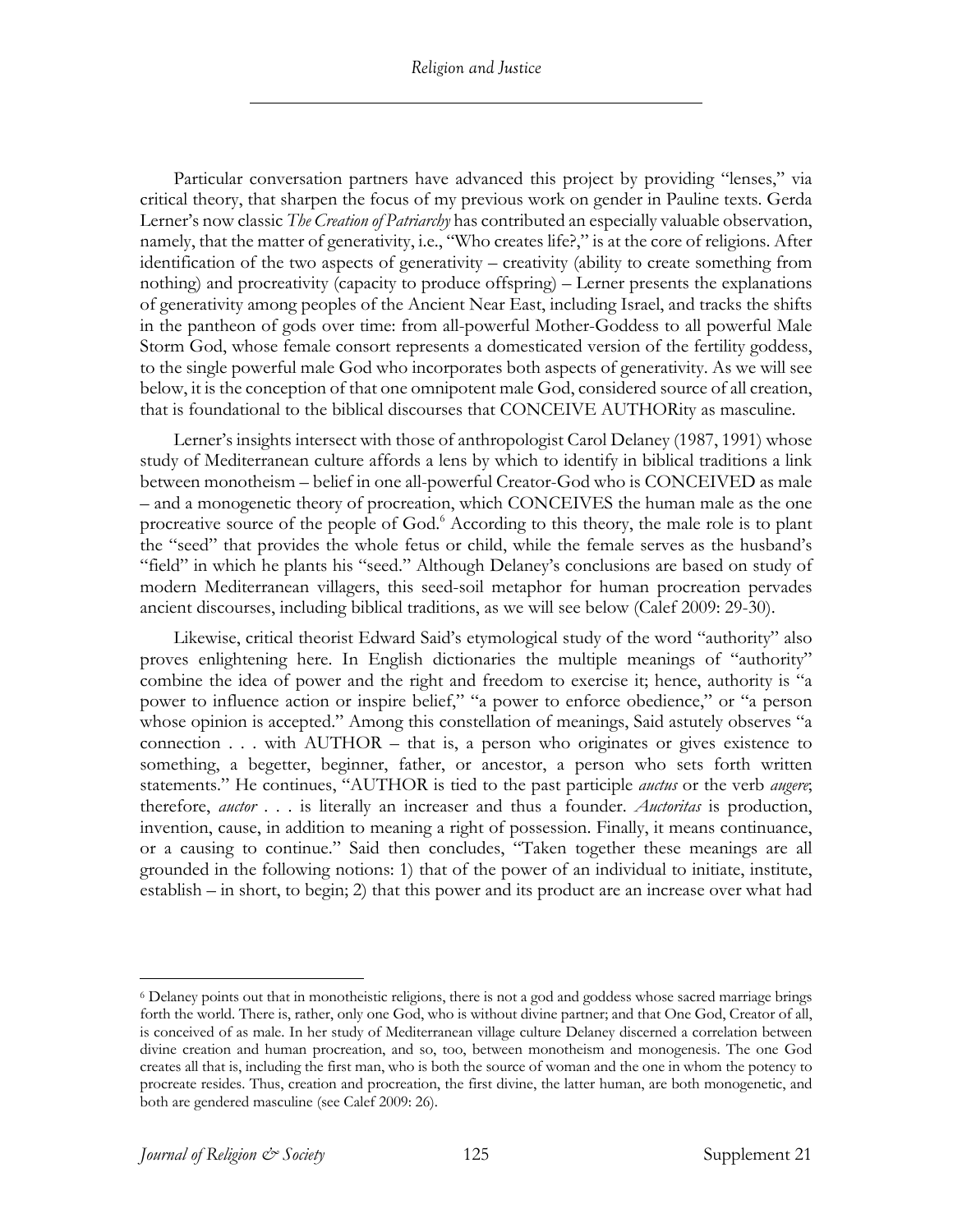Particular conversation partners have advanced this project by providing "lenses," via critical theory, that sharpen the focus of my previous work on gender in Pauline texts. Gerda Lerner's now classic *The Creation of Patriarchy* has contributed an especially valuable observation, namely, that the matter of generativity, i.e., "Who creates life?," is at the core of religions. After identification of the two aspects of generativity – creativity (ability to create something from nothing) and procreativity (capacity to produce offspring) – Lerner presents the explanations of generativity among peoples of the Ancient Near East, including Israel, and tracks the shifts in the pantheon of gods over time: from all-powerful Mother-Goddess to all powerful Male Storm God, whose female consort represents a domesticated version of the fertility goddess, to the single powerful male God who incorporates both aspects of generativity. As we will see below, it is the conception of that one omnipotent male God, considered source of all creation, that is foundational to the biblical discourses that CONCEIVE AUTHORity as masculine.

Lerner's insights intersect with those of anthropologist Carol Delaney (1987, 1991) whose study of Mediterranean culture affords a lens by which to identify in biblical traditions a link between monotheism – belief in one all-powerful Creator-God who is CONCEIVED as male – and a monogenetic theory of procreation, which CONCEIVES the human male as the one procreative source of the people of God.[6] According to this theory, the male role is to plant the "seed" that provides the whole fetus or child, while the female serves as the husband's "field" in which he plants his "seed." Although Delaney's conclusions are based on study of modern Mediterranean villagers, this seed-soil metaphor for human procreation pervades ancient discourses, including biblical traditions, as we will see below (Calef 2009: 29-30).

Likewise, critical theorist Edward Said's etymological study of the word "authority" also proves enlightening here. In English dictionaries the multiple meanings of "authority" combine the idea of power and the right and freedom to exercise it; hence, authority is "a power to influence action or inspire belief," "a power to enforce obedience," or "a person whose opinion is accepted." Among this constellation of meanings, Said astutely observes "a connection . . . with AUTHOR – that is, a person who originates or gives existence to something, a begetter, beginner, father, or ancestor, a person who sets forth written statements." He continues, "AUTHOR is tied to the past participle *auctus* or the verb *augere*; therefore, *auctor* . . . is literally an increaser and thus a founder. *Auctoritas* is production, invention, cause, in addition to meaning a right of possession. Finally, it means continuance, or a causing to continue." Said then concludes, "Taken together these meanings are all grounded in the following notions: 1) that of the power of an individual to initiate, institute, establish – in short, to begin; 2) that this power and its product are an increase over what had

---

[6] Delaney points out that in monotheistic religions, there is not a god and goddess whose sacred marriage brings forth the world. There is, rather, only one God, who is without divine partner; and that One God, Creator of all, is conceived of as male. In her study of Mediterranean village culture Delaney discerned a correlation between divine creation and human procreation, and so, too, between monotheism and monogenesis. The one God creates all that is, including the first man, who is both the source of woman and the one in whom the potency to procreate resides. Thus, creation and procreation, the first divine, the latter human, are both monogenetic, and both are gendered masculine (see Calef 2009: 26).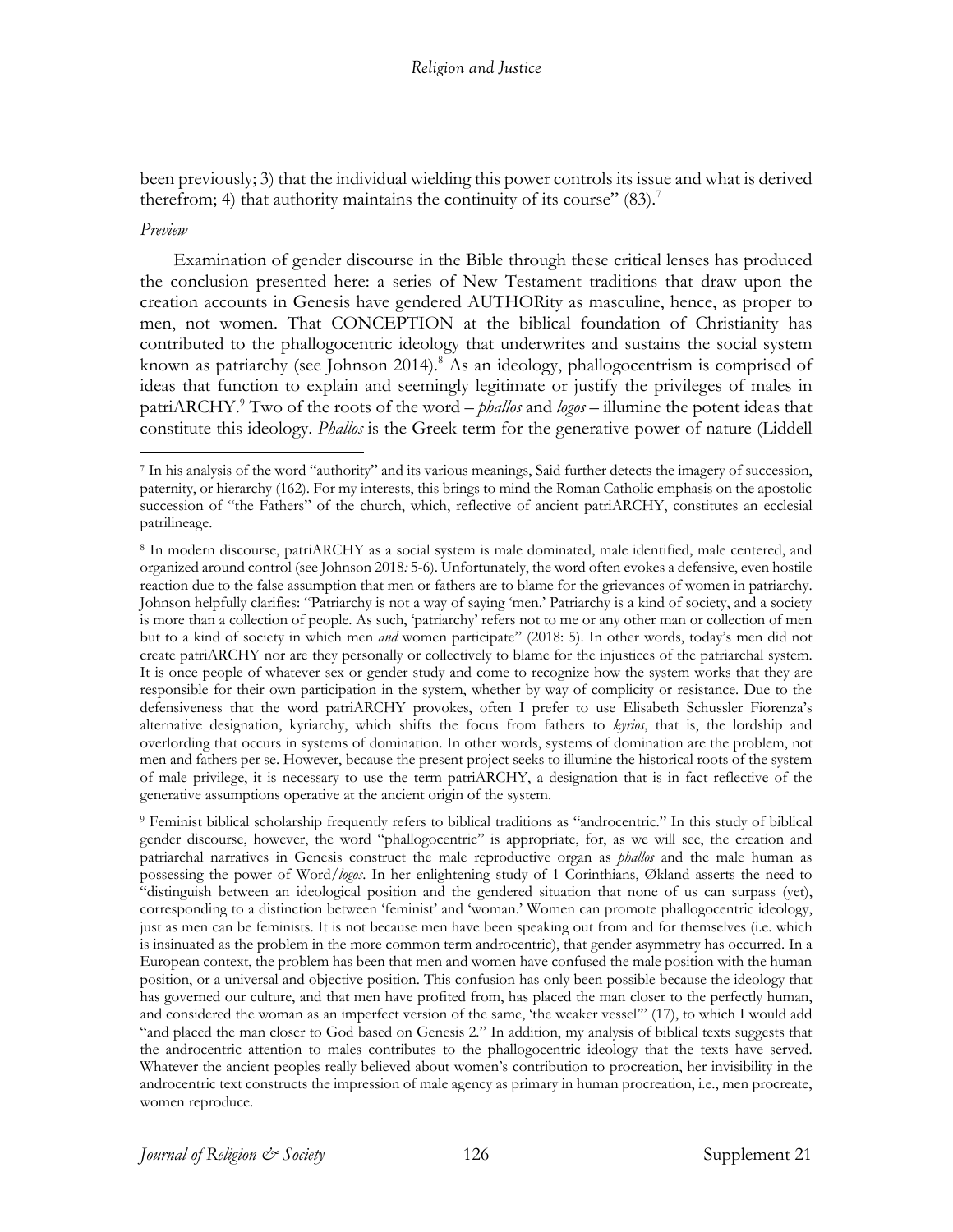been previously; 3) that the individual wielding this power controls its issue and what is derived therefrom; 4) that authority maintains the continuity of its course" (83).[7]

*Preview*

Examination of gender discourse in the Bible through these critical lenses has produced the conclusion presented here: a series of New Testament traditions that draw upon the creation accounts in Genesis have gendered AUTHORity as masculine, hence, as proper to men, not women. That CONCEPTION at the biblical foundation of Christianity has contributed to the phallogocentric ideology that underwrites and sustains the social system known as patriarchy (see Johnson 2014).[8] As an ideology, phallogocentrism is comprised of ideas that function to explain and seemingly legitimate or justify the privileges of males in patriARCHY.[9] Two of the roots of the word – *phallos* and *logos* – illumine the potent ideas that constitute this ideology. *Phallos* is the Greek term for the generative power of nature (Liddell

---

[7] In his analysis of the word "authority" and its various meanings, Said further detects the imagery of succession, paternity, or hierarchy (162). For my interests, this brings to mind the Roman Catholic emphasis on the apostolic succession of "the Fathers" of the church, which, reflective of ancient patriARCHY, constitutes an ecclesial patrilineage.

[8] In modern discourse, patriARCHY as a social system is male dominated, male identified, male centered, and organized around control (see Johnson 2018*:* 5-6). Unfortunately, the word often evokes a defensive, even hostile reaction due to the false assumption that men or fathers are to blame for the grievances of women in patriarchy. Johnson helpfully clarifies: "Patriarchy is not a way of saying 'men.' Patriarchy is a kind of society, and a society is more than a collection of people. As such, 'patriarchy' refers not to me or any other man or collection of men but to a kind of society in which men *and* women participate" (2018: 5). In other words, today's men did not create patriARCHY nor are they personally or collectively to blame for the injustices of the patriarchal system. It is once people of whatever sex or gender study and come to recognize how the system works that they are responsible for their own participation in the system, whether by way of complicity or resistance. Due to the defensiveness that the word patriARCHY provokes, often I prefer to use Elisabeth Schussler Fiorenza's alternative designation, kyriarchy, which shifts the focus from fathers to *kyrios*, that is, the lordship and overlording that occurs in systems of domination. In other words, systems of domination are the problem, not men and fathers per se. However, because the present project seeks to illumine the historical roots of the system of male privilege, it is necessary to use the term patriARCHY, a designation that is in fact reflective of the generative assumptions operative at the ancient origin of the system.

[9] Feminist biblical scholarship frequently refers to biblical traditions as "androcentric." In this study of biblical gender discourse, however, the word "phallogocentric" is appropriate, for, as we will see, the creation and patriarchal narratives in Genesis construct the male reproductive organ as *phallos* and the male human as possessing the power of Word/*logos*. In her enlightening study of 1 Corinthians, Økland asserts the need to "distinguish between an ideological position and the gendered situation that none of us can surpass (yet), corresponding to a distinction between 'feminist' and 'woman.' Women can promote phallogocentric ideology, just as men can be feminists. It is not because men have been speaking out from and for themselves (i.e. which is insinuated as the problem in the more common term androcentric), that gender asymmetry has occurred. In a European context, the problem has been that men and women have confused the male position with the human position, or a universal and objective position. This confusion has only been possible because the ideology that has governed our culture, and that men have profited from, has placed the man closer to the perfectly human, and considered the woman as an imperfect version of the same, 'the weaker vessel'" (17), to which I would add "and placed the man closer to God based on Genesis 2." In addition, my analysis of biblical texts suggests that the androcentric attention to males contributes to the phallogocentric ideology that the texts have served. Whatever the ancient peoples really believed about women's contribution to procreation, her invisibility in the androcentric text constructs the impression of male agency as primary in human procreation, i.e., men procreate, women reproduce.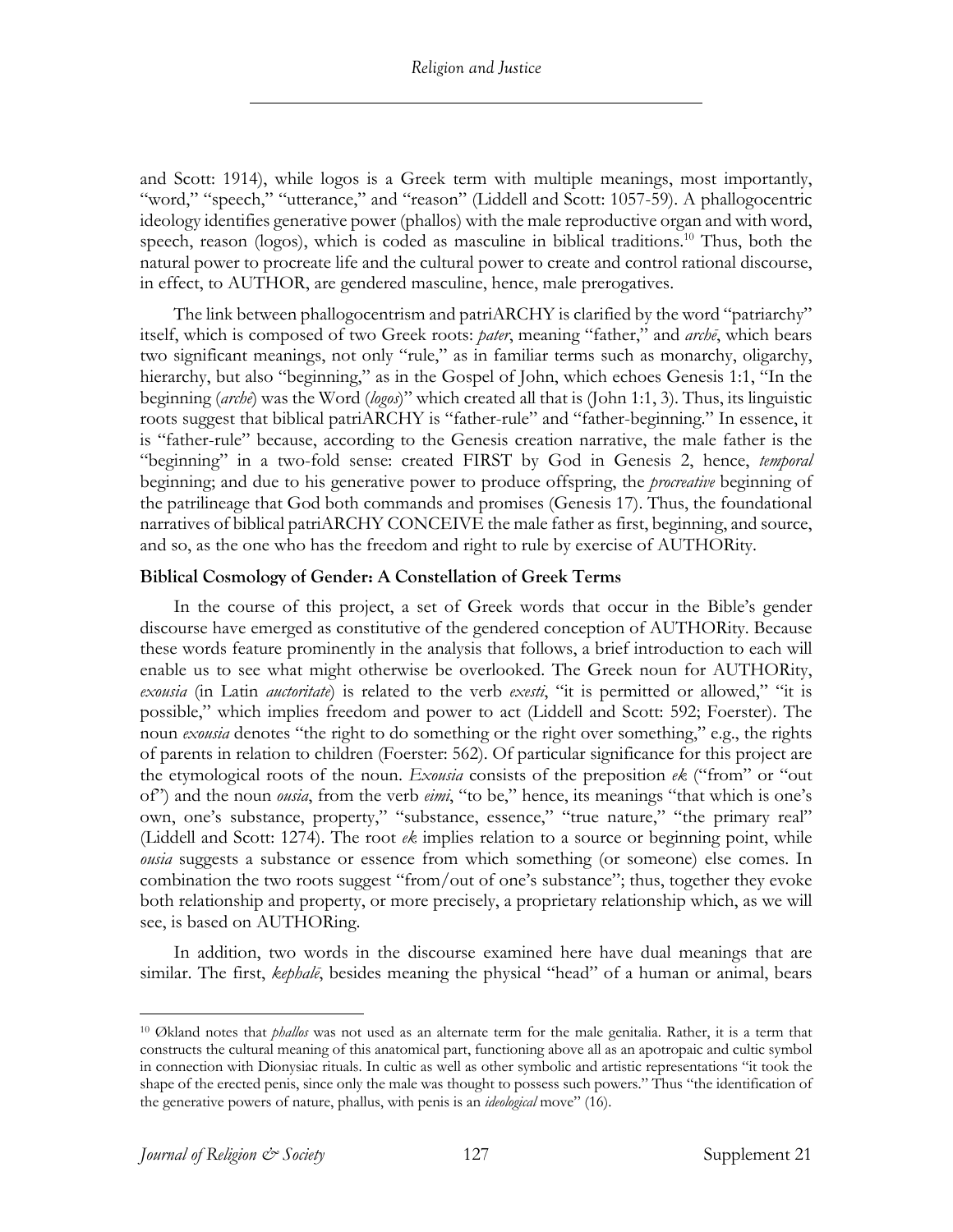and Scott: 1914), while logos is a Greek term with multiple meanings, most importantly, "word," "speech," "utterance," and "reason" (Liddell and Scott: 1057-59). A phallogocentric ideology identifies generative power (phallos) with the male reproductive organ and with word, speech, reason (logos), which is coded as masculine in biblical traditions.[10] Thus, both the natural power to procreate life and the cultural power to create and control rational discourse, in effect, to AUTHOR, are gendered masculine, hence, male prerogatives.

The link between phallogocentrism and patriARCHY is clarified by the word "patriarchy" itself, which is composed of two Greek roots: *pater*, meaning "father," and *archē*, which bears two significant meanings, not only "rule," as in familiar terms such as monarchy, oligarchy, hierarchy, but also "beginning," as in the Gospel of John, which echoes Genesis 1:1, "In the beginning (*archē*) was the Word (*logos*)" which created all that is (John 1:1, 3). Thus, its linguistic roots suggest that biblical patriARCHY is "father-rule" and "father-beginning." In essence, it is "father-rule" because, according to the Genesis creation narrative, the male father is the "beginning" in a two-fold sense: created FIRST by God in Genesis 2, hence, *temporal* beginning; and due to his generative power to produce offspring, the *procreative* beginning of the patrilineage that God both commands and promises (Genesis 17). Thus, the foundational narratives of biblical patriARCHY CONCEIVE the male father as first, beginning, and source, and so, as the one who has the freedom and right to rule by exercise of AUTHORity.

### Biblical Cosmology of Gender: A Constellation of Greek Terms

In the course of this project, a set of Greek words that occur in the Bible's gender discourse have emerged as constitutive of the gendered conception of AUTHORity. Because these words feature prominently in the analysis that follows, a brief introduction to each will enable us to see what might otherwise be overlooked. The Greek noun for AUTHORity, *exousia* (in Latin *auctoritate*) is related to the verb *exesti*, "it is permitted or allowed," "it is possible," which implies freedom and power to act (Liddell and Scott: 592; Foerster). The noun *exousia* denotes "the right to do something or the right over something," e.g., the rights of parents in relation to children (Foerster: 562). Of particular significance for this project are the etymological roots of the noun. *Exousia* consists of the preposition *ek* ("from" or "out of") and the noun *ousia*, from the verb *eimi*, "to be," hence, its meanings "that which is one's own, one's substance, property," "substance, essence," "true nature," "the primary real" (Liddell and Scott: 1274). The root *ek* implies relation to a source or beginning point, while *ousia* suggests a substance or essence from which something (or someone) else comes. In combination the two roots suggest "from/out of one's substance"; thus, together they evoke both relationship and property, or more precisely, a proprietary relationship which, as we will see, is based on AUTHORing.

In addition, two words in the discourse examined here have dual meanings that are similar. The first, *kephalē*, besides meaning the physical "head" of a human or animal, bears

---

[10] Økland notes that *phallos* was not used as an alternate term for the male genitalia. Rather, it is a term that constructs the cultural meaning of this anatomical part, functioning above all as an apotropaic and cultic symbol in connection with Dionysiac rituals. In cultic as well as other symbolic and artistic representations "it took the shape of the erected penis, since only the male was thought to possess such powers." Thus "the identification of the generative powers of nature, phallus, with penis is an *ideological* move" (16).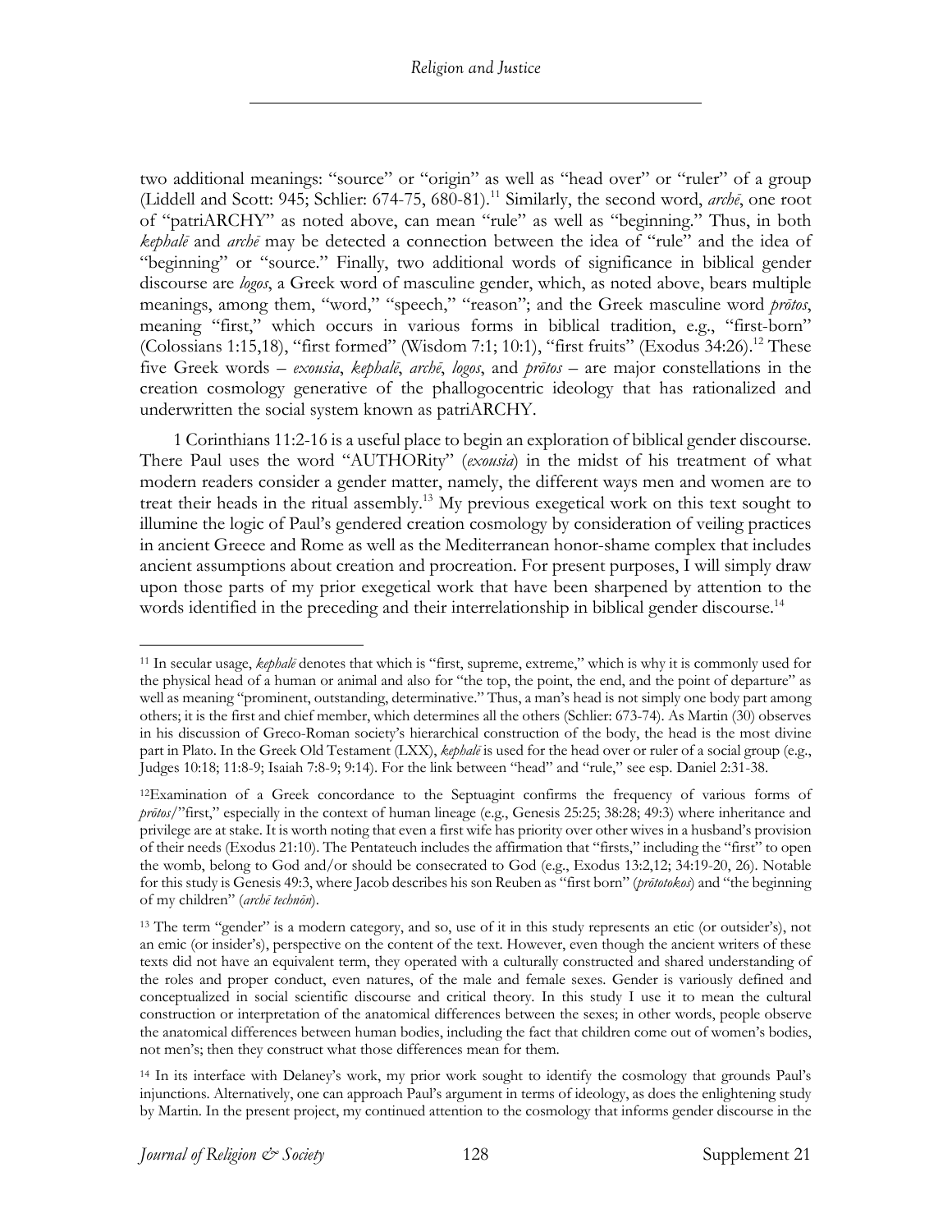two additional meanings: "source" or "origin" as well as "head over" or "ruler" of a group (Liddell and Scott: 945; Schlier: 674-75, 680-81).[11] Similarly, the second word, *archē*, one root of "patriARCHY" as noted above, can mean "rule" as well as "beginning." Thus, in both *kephalē* and *archē* may be detected a connection between the idea of "rule" and the idea of "beginning" or "source." Finally, two additional words of significance in biblical gender discourse are *logos*, a Greek word of masculine gender, which, as noted above, bears multiple meanings, among them, "word," "speech," "reason"; and the Greek masculine word *prōtos*, meaning "first," which occurs in various forms in biblical tradition, e.g., "first-born" (Colossians 1:15,18), "first formed" (Wisdom 7:1; 10:1), "first fruits" (Exodus 34:26).[12] These five Greek words – *exousia*, *kephalē*, *archē*, *logos*, and *prōtos* – are major constellations in the creation cosmology generative of the phallogocentric ideology that has rationalized and underwritten the social system known as patriARCHY.

1 Corinthians 11:2-16 is a useful place to begin an exploration of biblical gender discourse. There Paul uses the word "AUTHORity" (*exousia*) in the midst of his treatment of what modern readers consider a gender matter, namely, the different ways men and women are to treat their heads in the ritual assembly.[13] My previous exegetical work on this text sought to illumine the logic of Paul's gendered creation cosmology by consideration of veiling practices in ancient Greece and Rome as well as the Mediterranean honor-shame complex that includes ancient assumptions about creation and procreation. For present purposes, I will simply draw upon those parts of my prior exegetical work that have been sharpened by attention to the words identified in the preceding and their interrelationship in biblical gender discourse.[14]

---

[11] In secular usage, *kephalē* denotes that which is "first, supreme, extreme," which is why it is commonly used for the physical head of a human or animal and also for "the top, the point, the end, and the point of departure" as well as meaning "prominent, outstanding, determinative." Thus, a man's head is not simply one body part among others; it is the first and chief member, which determines all the others (Schlier: 673-74). As Martin (30) observes in his discussion of Greco-Roman society's hierarchical construction of the body, the head is the most divine part in Plato. In the Greek Old Testament (LXX), *kephalē* is used for the head over or ruler of a social group (e.g., Judges 10:18; 11:8-9; Isaiah 7:8-9; 9:14). For the link between "head" and "rule," see esp. Daniel 2:31-38.

[12] Examination of a Greek concordance to the Septuagint confirms the frequency of various forms of *prōtos*/"first," especially in the context of human lineage (e.g., Genesis 25:25; 38:28; 49:3) where inheritance and privilege are at stake. It is worth noting that even a first wife has priority over other wives in a husband's provision of their needs (Exodus 21:10). The Pentateuch includes the affirmation that "firsts," including the "first" to open the womb, belong to God and/or should be consecrated to God (e.g., Exodus 13:2,12; 34:19-20, 26). Notable for this study is Genesis 49:3, where Jacob describes his son Reuben as "first born" (*prōtotokos*) and "the beginning of my children" (*archē technōn*).

[13] The term "gender" is a modern category, and so, use of it in this study represents an etic (or outsider's), not an emic (or insider's), perspective on the content of the text. However, even though the ancient writers of these texts did not have an equivalent term, they operated with a culturally constructed and shared understanding of the roles and proper conduct, even natures, of the male and female sexes. Gender is variously defined and conceptualized in social scientific discourse and critical theory. In this study I use it to mean the cultural construction or interpretation of the anatomical differences between the sexes; in other words, people observe the anatomical differences between human bodies, including the fact that children come out of women's bodies, not men's; then they construct what those differences mean for them.

[14] In its interface with Delaney's work, my prior work sought to identify the cosmology that grounds Paul's injunctions. Alternatively, one can approach Paul's argument in terms of ideology, as does the enlightening study by Martin. In the present project, my continued attention to the cosmology that informs gender discourse in the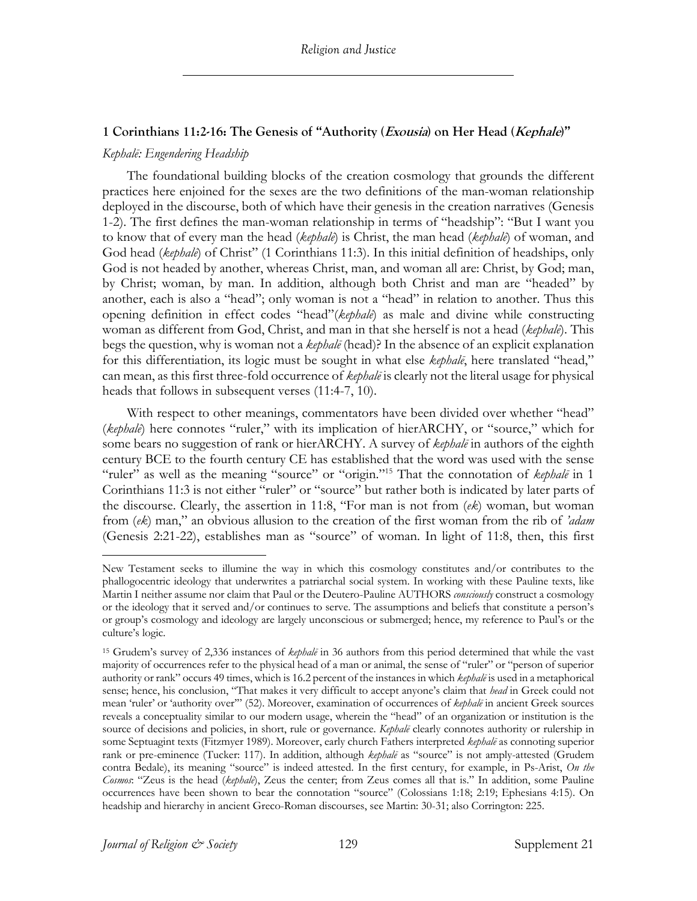## 1 Corinthians 11:2-16: The Genesis of "Authority (*Exousia*) on Her Head (*Kephale*)"

### *Kephalē: Engendering Headship*

The foundational building blocks of the creation cosmology that grounds the different practices here enjoined for the sexes are the two definitions of the man-woman relationship deployed in the discourse, both of which have their genesis in the creation narratives (Genesis 1-2). The first defines the man-woman relationship in terms of "headship": "But I want you to know that of every man the head (*kephalē*) is Christ, the man head (*kephalē*) of woman, and God head (*kephalē*) of Christ" (1 Corinthians 11:3). In this initial definition of headships, only God is not headed by another, whereas Christ, man, and woman all are: Christ, by God; man, by Christ; woman, by man. In addition, although both Christ and man are "headed" by another, each is also a "head"; only woman is not a "head" in relation to another. Thus this opening definition in effect codes "head"(*kephalē*) as male and divine while constructing woman as different from God, Christ, and man in that she herself is not a head (*kephalē*). This begs the question, why is woman not a *kephalē* (head)? In the absence of an explicit explanation for this differentiation, its logic must be sought in what else *kephalē*, here translated "head," can mean, as this first three-fold occurrence of *kephalē* is clearly not the literal usage for physical heads that follows in subsequent verses (11:4-7, 10).

With respect to other meanings, commentators have been divided over whether "head" (*kephalē*) here connotes "ruler," with its implication of hierARCHY, or "source," which for some bears no suggestion of rank or hierARCHY. A survey of *kephalē* in authors of the eighth century BCE to the fourth century CE has established that the word was used with the sense "ruler" as well as the meaning "source" or "origin."[15] That the connotation of *kephalē* in 1 Corinthians 11:3 is not either "ruler" or "source" but rather both is indicated by later parts of the discourse. Clearly, the assertion in 11:8, "For man is not from (*ek*) woman, but woman from (*ek*) man," an obvious allusion to the creation of the first woman from the rib of *'adam* (Genesis 2:21-22), establishes man as "source" of woman. In light of 11:8, then, this first

---

New Testament seeks to illumine the way in which this cosmology constitutes and/or contributes to the phallogocentric ideology that underwrites a patriarchal social system. In working with these Pauline texts, like Martin I neither assume nor claim that Paul or the Deutero-Pauline AUTHORS *consciously* construct a cosmology or the ideology that it served and/or continues to serve. The assumptions and beliefs that constitute a person's or group's cosmology and ideology are largely unconscious or submerged; hence, my reference to Paul's or the culture's logic.

[15] Grudem's survey of 2,336 instances of *kephalē* in 36 authors from this period determined that while the vast majority of occurrences refer to the physical head of a man or animal, the sense of "ruler" or "person of superior authority or rank" occurs 49 times, which is 16.2 percent of the instances in which *kephalē* is used in a metaphorical sense; hence, his conclusion, "That makes it very difficult to accept anyone's claim that *head* in Greek could not mean 'ruler' or 'authority over'" (52). Moreover, examination of occurrences of *kephalē* in ancient Greek sources reveals a conceptuality similar to our modern usage, wherein the "head" of an organization or institution is the source of decisions and policies, in short, rule or governance. *Kephalē* clearly connotes authority or rulership in some Septuagint texts (Fitzmyer 1989). Moreover, early church Fathers interpreted *kephalē* as connoting superior rank or pre-eminence (Tucker: 117). In addition, although *kephalē* as "source" is not amply-attested (Grudem contra Bedale), its meaning "source" is indeed attested. In the first century, for example, in Ps-Arist, *On the Cosmos*: "Zeus is the head (*kephalē*), Zeus the center; from Zeus comes all that is." In addition, some Pauline occurrences have been shown to bear the connotation "source" (Colossians 1:18; 2:19; Ephesians 4:15). On headship and hierarchy in ancient Greco-Roman discourses, see Martin: 30-31; also Corrington: 225.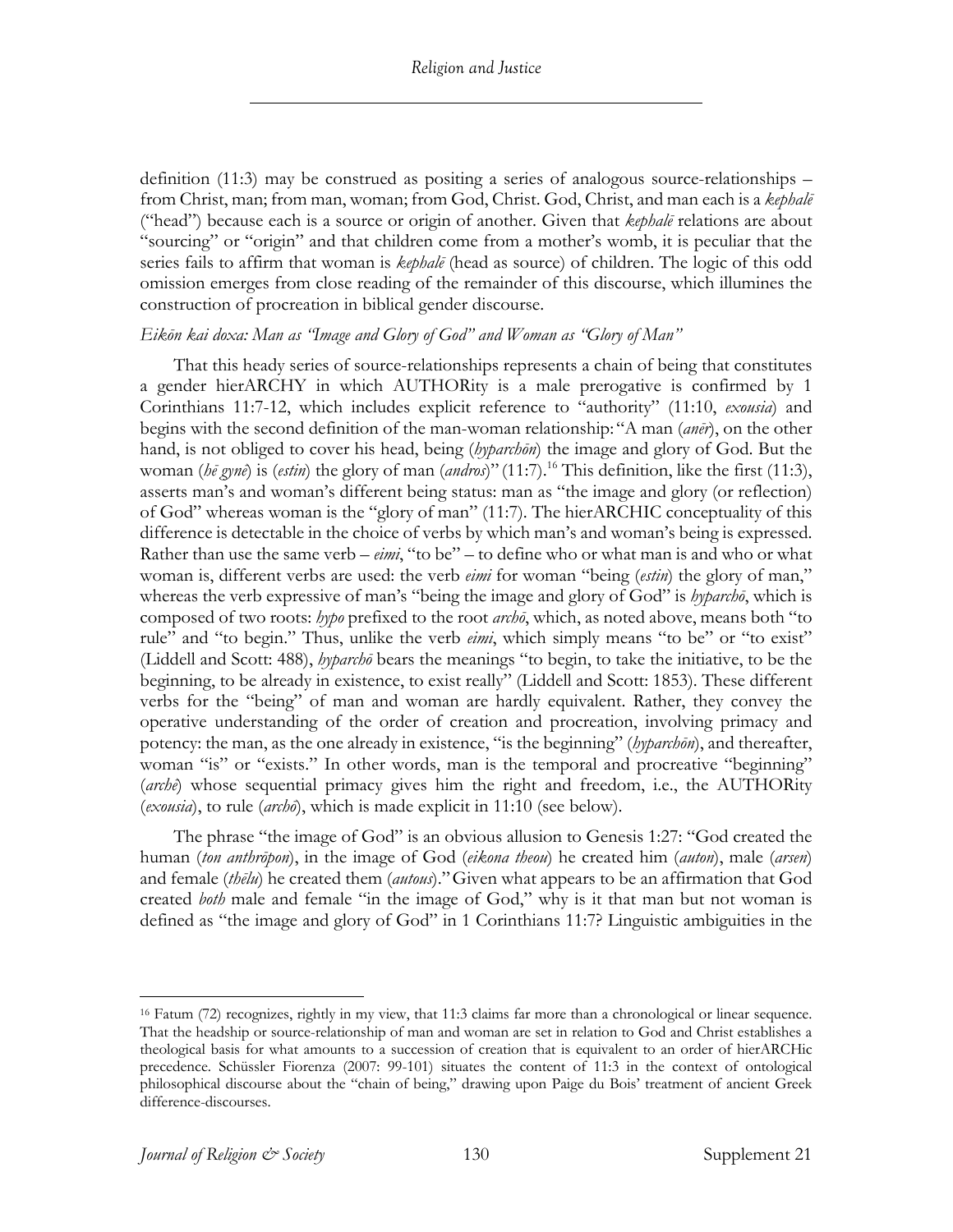definition (11:3) may be construed as positing a series of analogous source-relationships – from Christ, man; from man, woman; from God, Christ. God, Christ, and man each is a *kephalē* ("head") because each is a source or origin of another. Given that *kephalē* relations are about "sourcing" or "origin" and that children come from a mother's womb, it is peculiar that the series fails to affirm that woman is *kephalē* (head as source) of children. The logic of this odd omission emerges from close reading of the remainder of this discourse, which illumines the construction of procreation in biblical gender discourse.

*Eikōn kai doxa: Man as "Image and Glory of God" and Woman as "Glory of Man"*

That this heady series of source-relationships represents a chain of being that constitutes a gender hierARCHY in which AUTHORity is a male prerogative is confirmed by 1 Corinthians 11:7-12, which includes explicit reference to "authority" (11:10, *exousia*) and begins with the second definition of the man-woman relationship: "A man (*anēr*), on the other hand, is not obliged to cover his head, being (*hyparchōn*) the image and glory of God. But the woman (*hē gynē*) is (*estin*) the glory of man (*andros*)" (11:7).[16] This definition, like the first (11:3), asserts man's and woman's different being status: man as "the image and glory (or reflection) of God" whereas woman is the "glory of man" (11:7). The hierARCHIC conceptuality of this difference is detectable in the choice of verbs by which man's and woman's being is expressed. Rather than use the same verb – *eimi*, "to be" – to define who or what man is and who or what woman is, different verbs are used: the verb *eimi* for woman "being (*estin*) the glory of man," whereas the verb expressive of man's "being the image and glory of God" is *hyparchō*, which is composed of two roots: *hypo* prefixed to the root *archō*, which, as noted above, means both "to rule" and "to begin." Thus, unlike the verb *eimi*, which simply means "to be" or "to exist" (Liddell and Scott: 488), *hyparchō* bears the meanings "to begin, to take the initiative, to be the beginning, to be already in existence, to exist really" (Liddell and Scott: 1853). These different verbs for the "being" of man and woman are hardly equivalent. Rather, they convey the operative understanding of the order of creation and procreation, involving primacy and potency: the man, as the one already in existence, "is the beginning" (*hyparchōn*), and thereafter, woman "is" or "exists." In other words, man is the temporal and procreative "beginning" (*archē*) whose sequential primacy gives him the right and freedom, i.e., the AUTHORity (*exousia*), to rule (*archō*), which is made explicit in 11:10 (see below).

The phrase "the image of God" is an obvious allusion to Genesis 1:27: "God created the human (*ton anthrōpon*), in the image of God (*eikona theou*) he created him (*auton*), male (*arsen*) and female (*thēlu*) he created them (*autous*)." Given what appears to be an affirmation that God created *both* male and female "in the image of God," why is it that man but not woman is defined as "the image and glory of God" in 1 Corinthians 11:7? Linguistic ambiguities in the

---

[16] Fatum (72) recognizes, rightly in my view, that 11:3 claims far more than a chronological or linear sequence. That the headship or source-relationship of man and woman are set in relation to God and Christ establishes a theological basis for what amounts to a succession of creation that is equivalent to an order of hierARCHic precedence. Schüssler Fiorenza (2007: 99-101) situates the content of 11:3 in the context of ontological philosophical discourse about the "chain of being," drawing upon Paige du Bois' treatment of ancient Greek difference-discourses.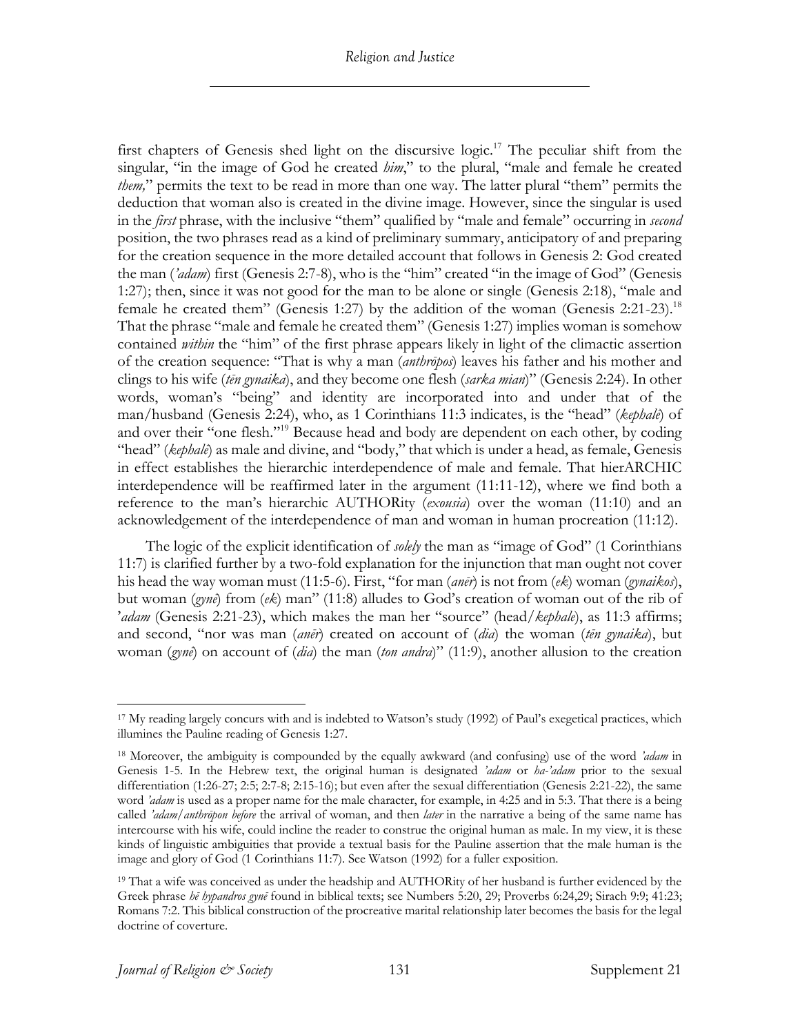first chapters of Genesis shed light on the discursive logic.[17] The peculiar shift from the singular, "in the image of God he created *him*," to the plural, "male and female he created *them,*" permits the text to be read in more than one way. The latter plural "them" permits the deduction that woman also is created in the divine image. However, since the singular is used in the *first* phrase, with the inclusive "them" qualified by "male and female" occurring in *second* position, the two phrases read as a kind of preliminary summary, anticipatory of and preparing for the creation sequence in the more detailed account that follows in Genesis 2: God created the man (*'adam*) first (Genesis 2:7-8), who is the "him" created "in the image of God" (Genesis 1:27); then, since it was not good for the man to be alone or single (Genesis 2:18), "male and female he created them" (Genesis 1:27) by the addition of the woman (Genesis 2:21-23).[18] That the phrase "male and female he created them" (Genesis 1:27) implies woman is somehow contained *within* the "him" of the first phrase appears likely in light of the climactic assertion of the creation sequence: "That is why a man (*anthrōpos*) leaves his father and his mother and clings to his wife (*tēn gynaika*), and they become one flesh (*sarka mian*)" (Genesis 2:24). In other words, woman's "being" and identity are incorporated into and under that of the man/husband (Genesis 2:24), who, as 1 Corinthians 11:3 indicates, is the "head" (*kephalē*) of and over their "one flesh."[19] Because head and body are dependent on each other, by coding "head" (*kephalē*) as male and divine, and "body," that which is under a head, as female, Genesis in effect establishes the hierarchic interdependence of male and female. That hierARCHIC interdependence will be reaffirmed later in the argument (11:11-12), where we find both a reference to the man's hierarchic AUTHORity (*exousia*) over the woman (11:10) and an acknowledgement of the interdependence of man and woman in human procreation (11:12).

The logic of the explicit identification of *solely* the man as "image of God" (1 Corinthians 11:7) is clarified further by a two-fold explanation for the injunction that man ought not cover his head the way woman must (11:5-6). First, "for man (*anēr*) is not from (*ek*) woman (*gynaikos*), but woman (*gynē*) from (*ek*) man" (11:8) alludes to God's creation of woman out of the rib of *'adam* (Genesis 2:21-23), which makes the man her "source" (head/*kephalē*), as 11:3 affirms; and second, "nor was man (*anēr*) created on account of (*dia*) the woman (*tēn gynaika*), but woman (*gynē*) on account of (*dia*) the man (*ton andra*)" (11:9), another allusion to the creation

---

[17] My reading largely concurs with and is indebted to Watson's study (1992) of Paul's exegetical practices, which illumines the Pauline reading of Genesis 1:27.

[18] Moreover, the ambiguity is compounded by the equally awkward (and confusing) use of the word *'adam* in Genesis 1-5. In the Hebrew text, the original human is designated *'adam* or *ha-'adam* prior to the sexual differentiation (1:26-27; 2:5; 2:7-8; 2:15-16); but even after the sexual differentiation (Genesis 2:21-22), the same word *'adam* is used as a proper name for the male character, for example, in 4:25 and in 5:3. That there is a being called *'adam/anthrōpon before* the arrival of woman, and then *later* in the narrative a being of the same name has intercourse with his wife, could incline the reader to construe the original human as male. In my view, it is these kinds of linguistic ambiguities that provide a textual basis for the Pauline assertion that the male human is the image and glory of God (1 Corinthians 11:7). See Watson (1992) for a fuller exposition.

[19] That a wife was conceived as under the headship and AUTHORity of her husband is further evidenced by the Greek phrase *hē hypandros gynē* found in biblical texts; see Numbers 5:20, 29; Proverbs 6:24,29; Sirach 9:9; 41:23; Romans 7:2. This biblical construction of the procreative marital relationship later becomes the basis for the legal doctrine of coverture.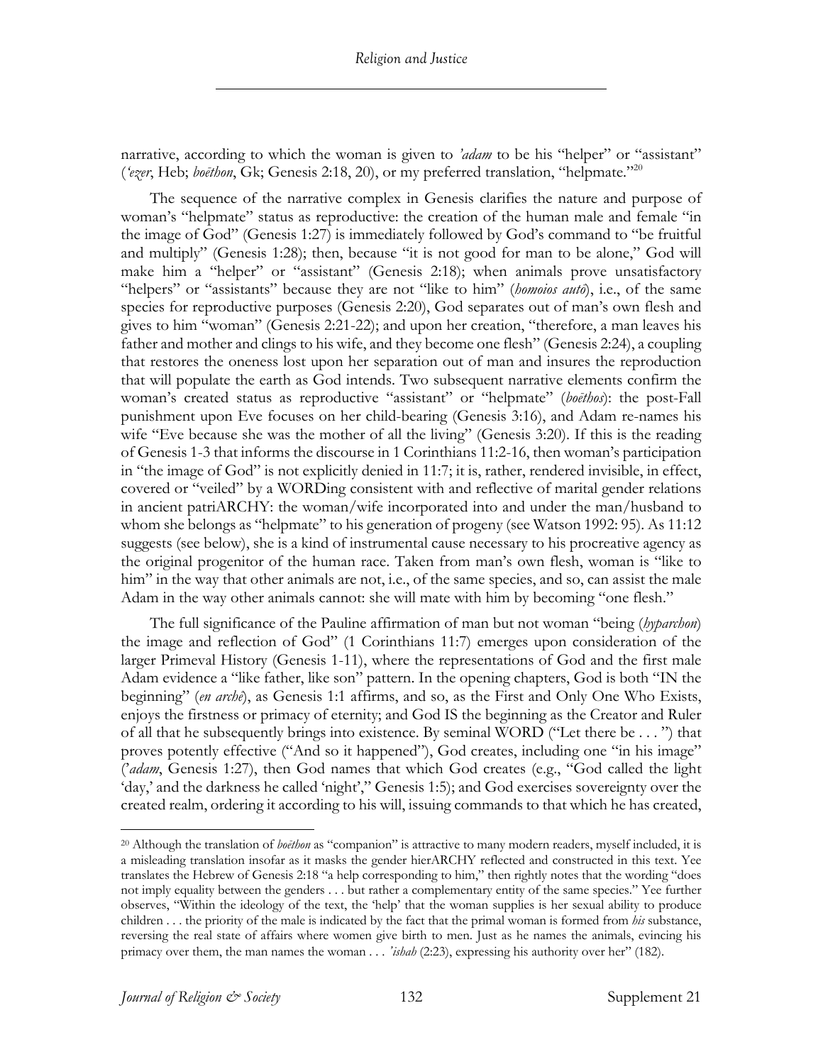narrative, according to which the woman is given to *'adam* to be his "helper" or "assistant" (*'ezer*, Heb; *boēthon*, Gk; Genesis 2:18, 20), or my preferred translation, "helpmate."[20]

The sequence of the narrative complex in Genesis clarifies the nature and purpose of woman's "helpmate" status as reproductive: the creation of the human male and female "in the image of God" (Genesis 1:27) is immediately followed by God's command to "be fruitful and multiply" (Genesis 1:28); then, because "it is not good for man to be alone," God will make him a "helper" or "assistant" (Genesis 2:18); when animals prove unsatisfactory "helpers" or "assistants" because they are not "like to him" (*homoios autō*), i.e., of the same species for reproductive purposes (Genesis 2:20), God separates out of man's own flesh and gives to him "woman" (Genesis 2:21-22); and upon her creation, "therefore, a man leaves his father and mother and clings to his wife, and they become one flesh" (Genesis 2:24), a coupling that restores the oneness lost upon her separation out of man and insures the reproduction that will populate the earth as God intends. Two subsequent narrative elements confirm the woman's created status as reproductive "assistant" or "helpmate" (*boēthos*): the post-Fall punishment upon Eve focuses on her child-bearing (Genesis 3:16), and Adam re-names his wife "Eve because she was the mother of all the living" (Genesis 3:20). If this is the reading of Genesis 1-3 that informs the discourse in 1 Corinthians 11:2-16, then woman's participation in "the image of God" is not explicitly denied in 11:7; it is, rather, rendered invisible, in effect, covered or "veiled" by a WORDing consistent with and reflective of marital gender relations in ancient patriARCHY: the woman/wife incorporated into and under the man/husband to whom she belongs as "helpmate" to his generation of progeny (see Watson 1992: 95). As 11:12 suggests (see below), she is a kind of instrumental cause necessary to his procreative agency as the original progenitor of the human race. Taken from man's own flesh, woman is "like to him" in the way that other animals are not, i.e., of the same species, and so, can assist the male Adam in the way other animals cannot: she will mate with him by becoming "one flesh."

The full significance of the Pauline affirmation of man but not woman "being (*hyparchon*) the image and reflection of God" (1 Corinthians 11:7) emerges upon consideration of the larger Primeval History (Genesis 1-11), where the representations of God and the first male Adam evidence a "like father, like son" pattern. In the opening chapters, God is both "IN the beginning" (*en archē*), as Genesis 1:1 affirms, and so, as the First and Only One Who Exists, enjoys the firstness or primacy of eternity; and God IS the beginning as the Creator and Ruler of all that he subsequently brings into existence. By seminal WORD ("Let there be . . . ") that proves potently effective ("And so it happened"), God creates, including one "in his image" (*'adam*, Genesis 1:27), then God names that which God creates (e.g., "God called the light 'day,' and the darkness he called 'night'," Genesis 1:5); and God exercises sovereignty over the created realm, ordering it according to his will, issuing commands to that which he has created,

---

[20] Although the translation of *boēthon* as "companion" is attractive to many modern readers, myself included, it is a misleading translation insofar as it masks the gender hierARCHY reflected and constructed in this text. Yee translates the Hebrew of Genesis 2:18 "a help corresponding to him," then rightly notes that the wording "does not imply equality between the genders . . . but rather a complementary entity of the same species." Yee further observes, "Within the ideology of the text, the 'help' that the woman supplies is her sexual ability to produce children . . . the priority of the male is indicated by the fact that the primal woman is formed from *his* substance, reversing the real state of affairs where women give birth to men. Just as he names the animals, evincing his primacy over them, the man names the woman . . . *'ishah* (2:23), expressing his authority over her" (182).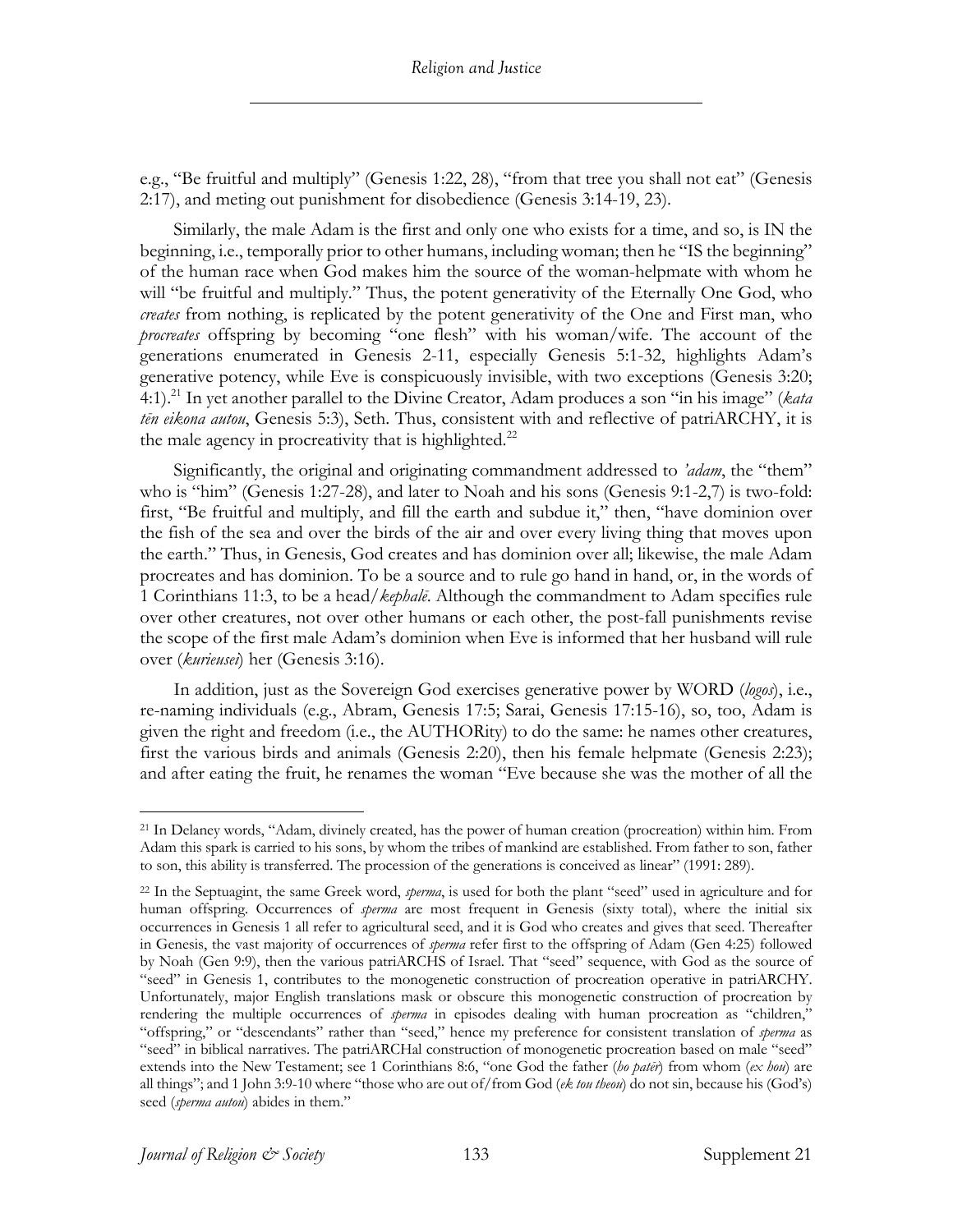e.g., "Be fruitful and multiply" (Genesis 1:22, 28), "from that tree you shall not eat" (Genesis 2:17), and meting out punishment for disobedience (Genesis 3:14-19, 23).

Similarly, the male Adam is the first and only one who exists for a time, and so, is IN the beginning, i.e., temporally prior to other humans, including woman; then he "IS the beginning" of the human race when God makes him the source of the woman-helpmate with whom he will "be fruitful and multiply." Thus, the potent generativity of the Eternally One God, who *creates* from nothing, is replicated by the potent generativity of the One and First man, who *procreates* offspring by becoming "one flesh" with his woman/wife. The account of the generations enumerated in Genesis 2-11, especially Genesis 5:1-32, highlights Adam's generative potency, while Eve is conspicuously invisible, with two exceptions (Genesis 3:20; 4:1).[21] In yet another parallel to the Divine Creator, Adam produces a son "in his image" (*kata tēn eikona autou*, Genesis 5:3), Seth. Thus, consistent with and reflective of patriARCHY, it is the male agency in procreativity that is highlighted.[22]

Significantly, the original and originating commandment addressed to *'adam*, the "them" who is "him" (Genesis 1:27-28), and later to Noah and his sons (Genesis 9:1-2,7) is two-fold: first, "Be fruitful and multiply, and fill the earth and subdue it," then, "have dominion over the fish of the sea and over the birds of the air and over every living thing that moves upon the earth." Thus, in Genesis, God creates and has dominion over all; likewise, the male Adam procreates and has dominion. To be a source and to rule go hand in hand, or, in the words of 1 Corinthians 11:3, to be a head/*kephalē*. Although the commandment to Adam specifies rule over other creatures, not over other humans or each other, the post-fall punishments revise the scope of the first male Adam's dominion when Eve is informed that her husband will rule over (*kurieusei*) her (Genesis 3:16).

In addition, just as the Sovereign God exercises generative power by WORD (*logos*), i.e., re-naming individuals (e.g., Abram, Genesis 17:5; Sarai, Genesis 17:15-16), so, too, Adam is given the right and freedom (i.e., the AUTHORity) to do the same: he names other creatures, first the various birds and animals (Genesis 2:20), then his female helpmate (Genesis 2:23); and after eating the fruit, he renames the woman "Eve because she was the mother of all the

---

[21] In Delaney words, "Adam, divinely created, has the power of human creation (procreation) within him. From Adam this spark is carried to his sons, by whom the tribes of mankind are established. From father to son, father to son, this ability is transferred. The procession of the generations is conceived as linear" (1991: 289).

[22] In the Septuagint, the same Greek word, *sperma*, is used for both the plant "seed" used in agriculture and for human offspring. Occurrences of *sperma* are most frequent in Genesis (sixty total), where the initial six occurrences in Genesis 1 all refer to agricultural seed, and it is God who creates and gives that seed. Thereafter in Genesis, the vast majority of occurrences of *sperma* refer first to the offspring of Adam (Gen 4:25) followed by Noah (Gen 9:9), then the various patriARCHS of Israel. That "seed" sequence, with God as the source of "seed" in Genesis 1, contributes to the monogenetic construction of procreation operative in patriARCHY. Unfortunately, major English translations mask or obscure this monogenetic construction of procreation by rendering the multiple occurrences of *sperma* in episodes dealing with human procreation as "children," "offspring," or "descendants" rather than "seed," hence my preference for consistent translation of *sperma* as "seed" in biblical narratives. The patriARCHal construction of monogenetic procreation based on male "seed" extends into the New Testament; see 1 Corinthians 8:6, "one God the father (*ho patēr*) from whom (*ex hou*) are all things"; and 1 John 3:9-10 where "those who are out of/from God (*ek tou theou*) do not sin, because his (God's) seed (*sperma autou*) abides in them."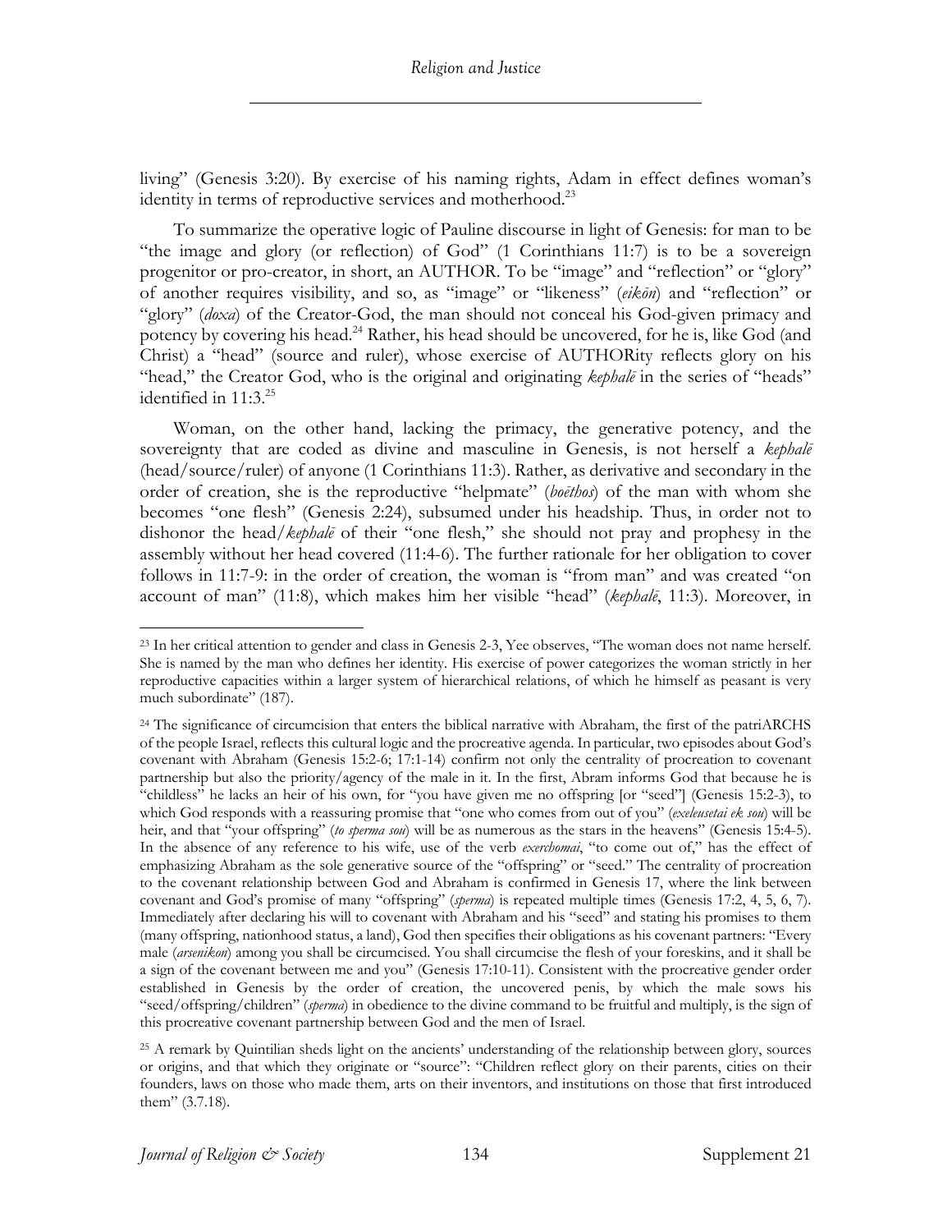living" (Genesis 3:20). By exercise of his naming rights, Adam in effect defines woman's identity in terms of reproductive services and motherhood.[23]

To summarize the operative logic of Pauline discourse in light of Genesis: for man to be "the image and glory (or reflection) of God" (1 Corinthians 11:7) is to be a sovereign progenitor or pro-creator, in short, an AUTHOR. To be "image" and "reflection" or "glory" of another requires visibility, and so, as "image" or "likeness" (*eikōn*) and "reflection" or "glory" (*doxa*) of the Creator-God, the man should not conceal his God-given primacy and potency by covering his head.[24] Rather, his head should be uncovered, for he is, like God (and Christ) a "head" (source and ruler), whose exercise of AUTHORity reflects glory on his "head," the Creator God, who is the original and originating *kephalē* in the series of "heads" identified in 11:3.[25]

Woman, on the other hand, lacking the primacy, the generative potency, and the sovereignty that are coded as divine and masculine in Genesis, is not herself a *kephalē* (head/source/ruler) of anyone (1 Corinthians 11:3). Rather, as derivative and secondary in the order of creation, she is the reproductive "helpmate" (*boēthos*) of the man with whom she becomes "one flesh" (Genesis 2:24), subsumed under his headship. Thus, in order not to dishonor the head/*kephalē* of their "one flesh," she should not pray and prophesy in the assembly without her head covered (11:4-6). The further rationale for her obligation to cover follows in 11:7-9: in the order of creation, the woman is "from man" and was created "on account of man" (11:8), which makes him her visible "head" (*kephalē*, 11:3). Moreover, in

---

[23] In her critical attention to gender and class in Genesis 2-3, Yee observes, "The woman does not name herself. She is named by the man who defines her identity. His exercise of power categorizes the woman strictly in her reproductive capacities within a larger system of hierarchical relations, of which he himself as peasant is very much subordinate" (187).

[24] The significance of circumcision that enters the biblical narrative with Abraham, the first of the patriARCHS of the people Israel, reflects this cultural logic and the procreative agenda. In particular, two episodes about God's covenant with Abraham (Genesis 15:2-6; 17:1-14) confirm not only the centrality of procreation to covenant partnership but also the priority/agency of the male in it. In the first, Abram informs God that because he is "childless" he lacks an heir of his own, for "you have given me no offspring [or "seed"] (Genesis 15:2-3), to which God responds with a reassuring promise that "one who comes from out of you" (*exeleusetai ek sou*) will be heir, and that "your offspring" (*to sperma sou*) will be as numerous as the stars in the heavens" (Genesis 15:4-5). In the absence of any reference to his wife, use of the verb *exerchomai*, "to come out of," has the effect of emphasizing Abraham as the sole generative source of the "offspring" or "seed." The centrality of procreation to the covenant relationship between God and Abraham is confirmed in Genesis 17, where the link between covenant and God's promise of many "offspring" (*sperma*) is repeated multiple times (Genesis 17:2, 4, 5, 6, 7). Immediately after declaring his will to covenant with Abraham and his "seed" and stating his promises to them (many offspring, nationhood status, a land), God then specifies their obligations as his covenant partners: "Every male (*arsenikon*) among you shall be circumcised. You shall circumcise the flesh of your foreskins, and it shall be a sign of the covenant between me and you" (Genesis 17:10-11). Consistent with the procreative gender order established in Genesis by the order of creation, the uncovered penis, by which the male sows his "seed/offspring/children" (*sperma*) in obedience to the divine command to be fruitful and multiply, is the sign of this procreative covenant partnership between God and the men of Israel.

[25] A remark by Quintilian sheds light on the ancients' understanding of the relationship between glory, sources or origins, and that which they originate or "source": "Children reflect glory on their parents, cities on their founders, laws on those who made them, arts on their inventors, and institutions on those that first introduced them" (3.7.18).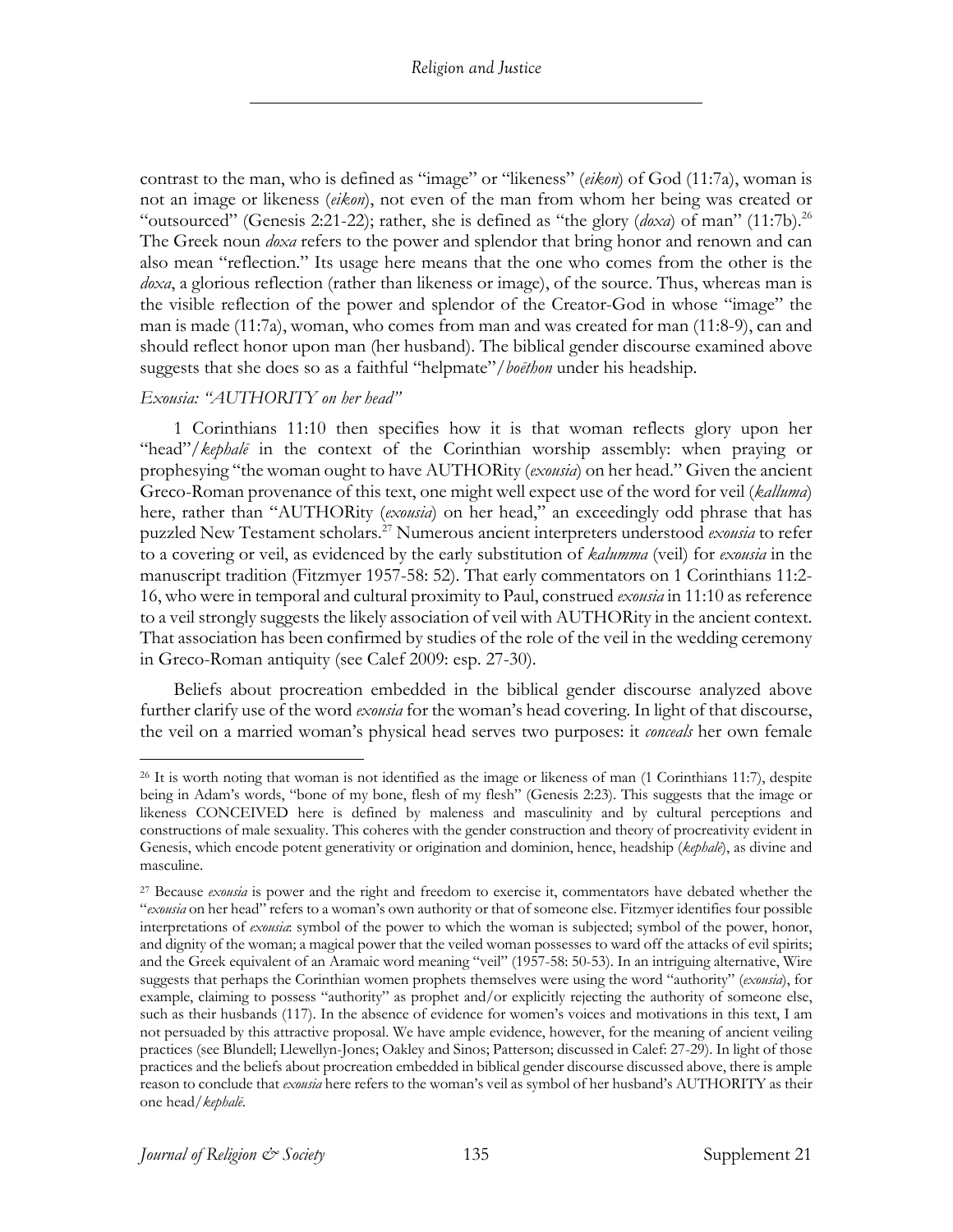contrast to the man, who is defined as "image" or "likeness" (*eikon*) of God (11:7a), woman is not an image or likeness (*eikon*), not even of the man from whom her being was created or "outsourced" (Genesis 2:21-22); rather, she is defined as "the glory (*doxa*) of man" (11:7b).[26] The Greek noun *doxa* refers to the power and splendor that bring honor and renown and can also mean "reflection." Its usage here means that the one who comes from the other is the *doxa*, a glorious reflection (rather than likeness or image), of the source. Thus, whereas man is the visible reflection of the power and splendor of the Creator-God in whose "image" the man is made (11:7a), woman, who comes from man and was created for man (11:8-9), can and should reflect honor upon man (her husband). The biblical gender discourse examined above suggests that she does so as a faithful "helpmate"/*boēthon* under his headship.

### *Exousia: "AUTHORITY on her head"*

1 Corinthians 11:10 then specifies how it is that woman reflects glory upon her "head"/*kephalē* in the context of the Corinthian worship assembly: when praying or prophesying "the woman ought to have AUTHORity (*exousia*) on her head." Given the ancient Greco-Roman provenance of this text, one might well expect use of the word for veil (*kalluma*) here, rather than "AUTHORity (*exousia*) on her head," an exceedingly odd phrase that has puzzled New Testament scholars.[27] Numerous ancient interpreters understood *exousia* to refer to a covering or veil, as evidenced by the early substitution of *kalumma* (veil) for *exousia* in the manuscript tradition (Fitzmyer 1957-58: 52). That early commentators on 1 Corinthians 11:2-16, who were in temporal and cultural proximity to Paul, construed *exousia* in 11:10 as reference to a veil strongly suggests the likely association of veil with AUTHORity in the ancient context. That association has been confirmed by studies of the role of the veil in the wedding ceremony in Greco-Roman antiquity (see Calef 2009: esp. 27-30).

Beliefs about procreation embedded in the biblical gender discourse analyzed above further clarify use of the word *exousia* for the woman's head covering. In light of that discourse, the veil on a married woman's physical head serves two purposes: it *conceals* her own female

---

[26] It is worth noting that woman is not identified as the image or likeness of man (1 Corinthians 11:7), despite being in Adam's words, "bone of my bone, flesh of my flesh" (Genesis 2:23). This suggests that the image or likeness CONCEIVED here is defined by maleness and masculinity and by cultural perceptions and constructions of male sexuality. This coheres with the gender construction and theory of procreativity evident in Genesis, which encode potent generativity or origination and dominion, hence, headship (*kephalē*), as divine and masculine.

[27] Because *exousia* is power and the right and freedom to exercise it, commentators have debated whether the "*exousia* on her head" refers to a woman's own authority or that of someone else. Fitzmyer identifies four possible interpretations of *exousia*: symbol of the power to which the woman is subjected; symbol of the power, honor, and dignity of the woman; a magical power that the veiled woman possesses to ward off the attacks of evil spirits; and the Greek equivalent of an Aramaic word meaning "veil" (1957-58: 50-53). In an intriguing alternative, Wire suggests that perhaps the Corinthian women prophets themselves were using the word "authority" (*exousia*), for example, claiming to possess "authority" as prophet and/or explicitly rejecting the authority of someone else, such as their husbands (117). In the absence of evidence for women's voices and motivations in this text, I am not persuaded by this attractive proposal. We have ample evidence, however, for the meaning of ancient veiling practices (see Blundell; Llewellyn-Jones; Oakley and Sinos; Patterson; discussed in Calef: 27-29). In light of those practices and the beliefs about procreation embedded in biblical gender discourse discussed above, there is ample reason to conclude that *exousia* here refers to the woman's veil as symbol of her husband's AUTHORITY as their one head/*kephalē*.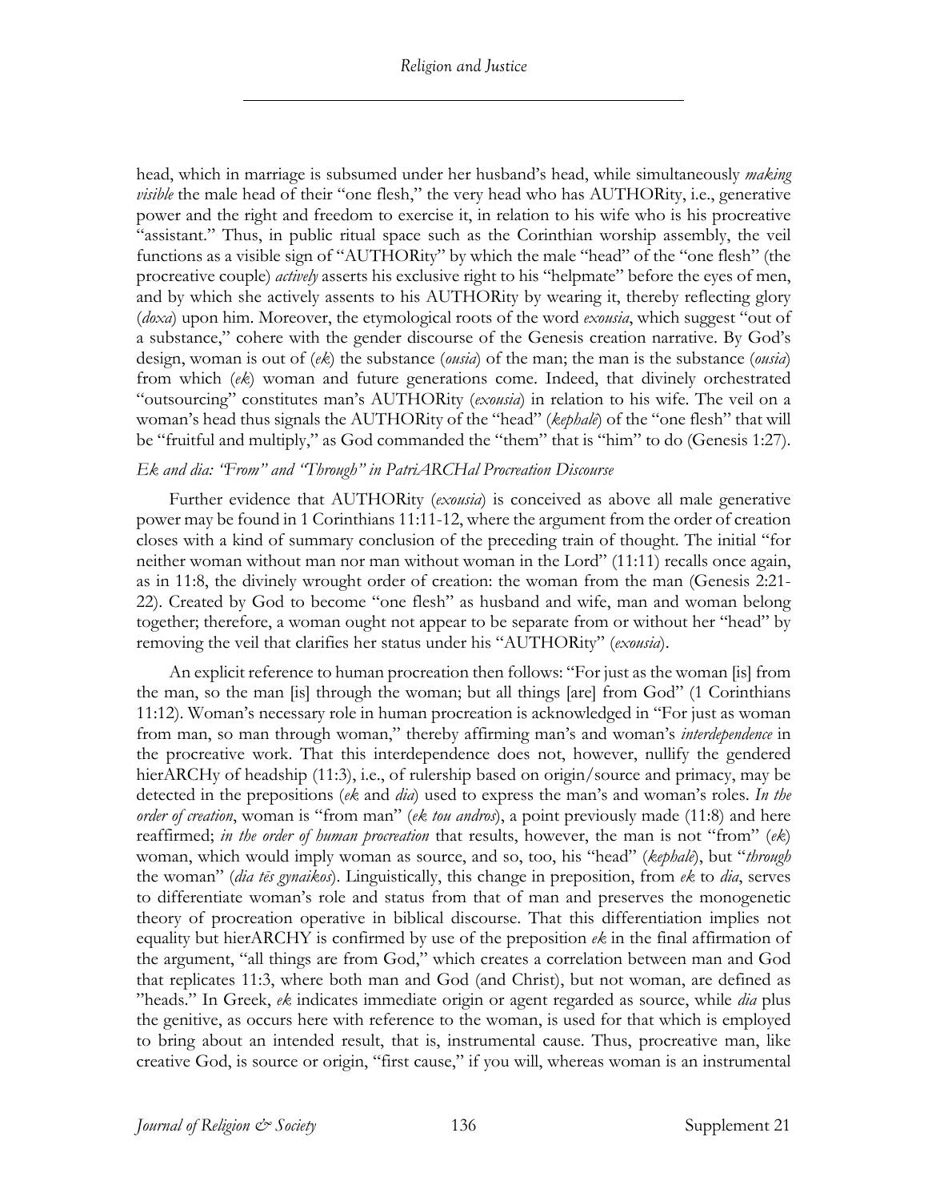head, which in marriage is subsumed under her husband's head, while simultaneously *making visible* the male head of their "one flesh," the very head who has AUTHORity, i.e., generative power and the right and freedom to exercise it, in relation to his wife who is his procreative "assistant." Thus, in public ritual space such as the Corinthian worship assembly, the veil functions as a visible sign of "AUTHORity" by which the male "head" of the "one flesh" (the procreative couple) *actively* asserts his exclusive right to his "helpmate" before the eyes of men, and by which she actively assents to his AUTHORity by wearing it, thereby reflecting glory (*doxa*) upon him. Moreover, the etymological roots of the word *exousia*, which suggest "out of a substance," cohere with the gender discourse of the Genesis creation narrative. By God's design, woman is out of (*ek*) the substance (*ousia*) of the man; the man is the substance (*ousia*) from which (*ek*) woman and future generations come. Indeed, that divinely orchestrated "outsourcing" constitutes man's AUTHORity (*exousia*) in relation to his wife. The veil on a woman's head thus signals the AUTHORity of the "head" (*kephalē*) of the "one flesh" that will be "fruitful and multiply," as God commanded the "them" that is "him" to do (Genesis 1:27).

### *Ek and dia: "From" and "Through" in PatriARCHal Procreation Discourse*

Further evidence that AUTHORity (*exousia*) is conceived as above all male generative power may be found in 1 Corinthians 11:11-12, where the argument from the order of creation closes with a kind of summary conclusion of the preceding train of thought. The initial "for neither woman without man nor man without woman in the Lord" (11:11) recalls once again, as in 11:8, the divinely wrought order of creation: the woman from the man (Genesis 2:21-22). Created by God to become "one flesh" as husband and wife, man and woman belong together; therefore, a woman ought not appear to be separate from or without her "head" by removing the veil that clarifies her status under his "AUTHORity" (*exousia*).

An explicit reference to human procreation then follows: "For just as the woman [is] from the man, so the man [is] through the woman; but all things [are] from God" (1 Corinthians 11:12). Woman's necessary role in human procreation is acknowledged in "For just as woman from man, so man through woman," thereby affirming man's and woman's *interdependence* in the procreative work. That this interdependence does not, however, nullify the gendered hierARCHy of headship (11:3), i.e., of rulership based on origin/source and primacy, may be detected in the prepositions (*ek* and *dia*) used to express the man's and woman's roles. *In the order of creation*, woman is "from man" (*ek tou andros*), a point previously made (11:8) and here reaffirmed; *in the order of human procreation* that results, however, the man is not "from" (*ek*) woman, which would imply woman as source, and so, too, his "head" (*kephalē*), but "*through* the woman" (*dia tēs gynaikos*). Linguistically, this change in preposition, from *ek* to *dia*, serves to differentiate woman's role and status from that of man and preserves the monogenetic theory of procreation operative in biblical discourse. That this differentiation implies not equality but hierARCHY is confirmed by use of the preposition *ek* in the final affirmation of the argument, "all things are from God," which creates a correlation between man and God that replicates 11:3, where both man and God (and Christ), but not woman, are defined as "heads." In Greek, *ek* indicates immediate origin or agent regarded as source, while *dia* plus the genitive, as occurs here with reference to the woman, is used for that which is employed to bring about an intended result, that is, instrumental cause. Thus, procreative man, like creative God, is source or origin, "first cause," if you will, whereas woman is an instrumental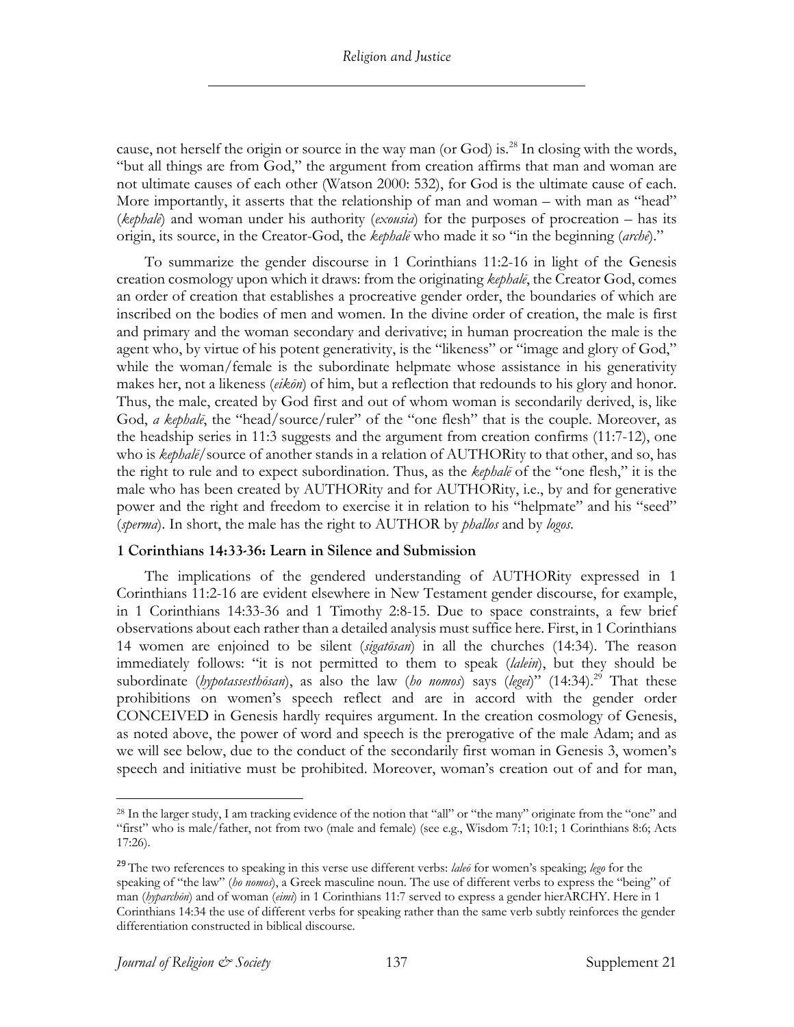cause, not herself the origin or source in the way man (or God) is.[28] In closing with the words, "but all things are from God," the argument from creation affirms that man and woman are not ultimate causes of each other (Watson 2000: 532), for God is the ultimate cause of each. More importantly, it asserts that the relationship of man and woman – with man as "head" (*kephalē*) and woman under his authority (*exousia*) for the purposes of procreation – has its origin, its source, in the Creator-God, the *kephalē* who made it so "in the beginning (*archē*)."

To summarize the gender discourse in 1 Corinthians 11:2-16 in light of the Genesis creation cosmology upon which it draws: from the originating *kephalē*, the Creator God, comes an order of creation that establishes a procreative gender order, the boundaries of which are inscribed on the bodies of men and women. In the divine order of creation, the male is first and primary and the woman secondary and derivative; in human procreation the male is the agent who, by virtue of his potent generativity, is the "likeness" or "image and glory of God," while the woman/female is the subordinate helpmate whose assistance in his generativity makes her, not a likeness (*eikōn*) of him, but a reflection that redounds to his glory and honor. Thus, the male, created by God first and out of whom woman is secondarily derived, is, like God, *a kephalē*, the "head/source/ruler" of the "one flesh" that is the couple. Moreover, as the headship series in 11:3 suggests and the argument from creation confirms (11:7-12), one who is *kephalē*/source of another stands in a relation of AUTHORity to that other, and so, has the right to rule and to expect subordination. Thus, as the *kephalē* of the "one flesh," it is the male who has been created by AUTHORity and for AUTHORity, i.e., by and for generative power and the right and freedom to exercise it in relation to his "helpmate" and his "seed" (*sperma*). In short, the male has the right to AUTHOR by *phallos* and by *logos*.

### 1 Corinthians 14:33-36: Learn in Silence and Submission

The implications of the gendered understanding of AUTHORity expressed in 1 Corinthians 11:2-16 are evident elsewhere in New Testament gender discourse, for example, in 1 Corinthians 14:33-36 and 1 Timothy 2:8-15. Due to space constraints, a few brief observations about each rather than a detailed analysis must suffice here. First, in 1 Corinthians 14 women are enjoined to be silent (*sigatōsan*) in all the churches (14:34). The reason immediately follows: "it is not permitted to them to speak (*lalein*), but they should be subordinate (*hypotassesthōsan*), as also the law (*ho nomos*) says (*legei*)" (14:34).[29] That these prohibitions on women's speech reflect and are in accord with the gender order CONCEIVED in Genesis hardly requires argument. In the creation cosmology of Genesis, as noted above, the power of word and speech is the prerogative of the male Adam; and as we will see below, due to the conduct of the secondarily first woman in Genesis 3, women's speech and initiative must be prohibited. Moreover, woman's creation out of and for man,

---

[28] In the larger study, I am tracking evidence of the notion that "all" or "the many" originate from the "one" and "first" who is male/father, not from two (male and female) (see e.g., Wisdom 7:1; 10:1; 1 Corinthians 8:6; Acts 17:26).

[29] The two references to speaking in this verse use different verbs: *laleō* for women's speaking; *lego* for the speaking of "the law" (*ho nomos*), a Greek masculine noun. The use of different verbs to express the "being" of man (*hyparchōn*) and of woman (*eimi*) in 1 Corinthians 11:7 served to express a gender hierARCHY. Here in 1 Corinthians 14:34 the use of different verbs for speaking rather than the same verb subtly reinforces the gender differentiation constructed in biblical discourse.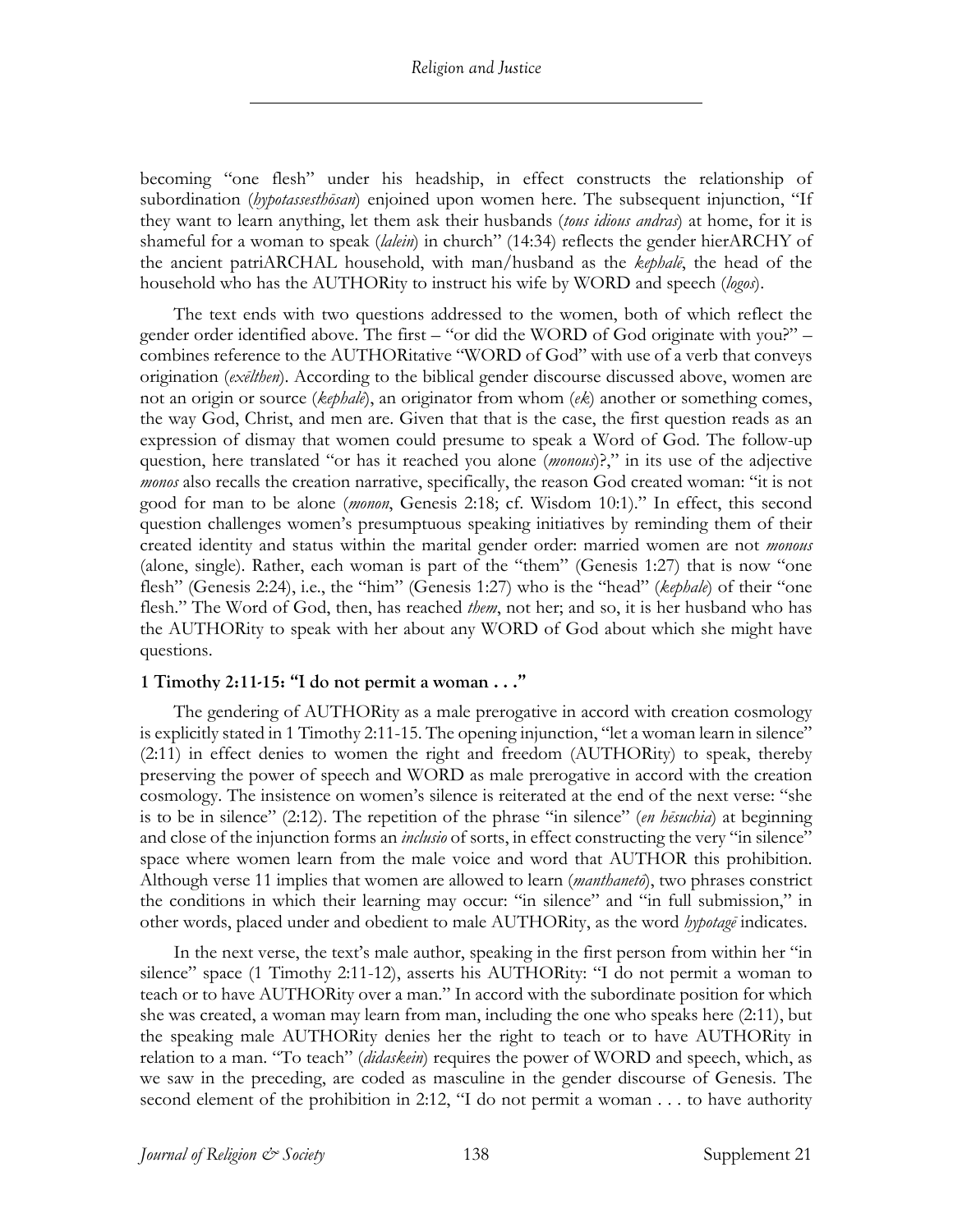becoming "one flesh" under his headship, in effect constructs the relationship of subordination (*hypotassesthōsan*) enjoined upon women here. The subsequent injunction, "If they want to learn anything, let them ask their husbands (*tous idious andras*) at home, for it is shameful for a woman to speak (*lalein*) in church" (14:34) reflects the gender hierARCHY of the ancient patriARCHAL household, with man/husband as the *kephalē*, the head of the household who has the AUTHORity to instruct his wife by WORD and speech (*logos*).

The text ends with two questions addressed to the women, both of which reflect the gender order identified above. The first – "or did the WORD of God originate with you?" – combines reference to the AUTHORitative "WORD of God" with use of a verb that conveys origination (*exēlthen*). According to the biblical gender discourse discussed above, women are not an origin or source (*kephalē*), an originator from whom (*ek*) another or something comes, the way God, Christ, and men are. Given that that is the case, the first question reads as an expression of dismay that women could presume to speak a Word of God. The follow-up question, here translated "or has it reached you alone (*monous*)?," in its use of the adjective *monos* also recalls the creation narrative, specifically, the reason God created woman: "it is not good for man to be alone (*monon*, Genesis 2:18; cf. Wisdom 10:1)." In effect, this second question challenges women's presumptuous speaking initiatives by reminding them of their created identity and status within the marital gender order: married women are not *monous* (alone, single). Rather, each woman is part of the "them" (Genesis 1:27) that is now "one flesh" (Genesis 2:24), i.e., the "him" (Genesis 1:27) who is the "head" (*kephale*) of their "one flesh." The Word of God, then, has reached *them*, not her; and so, it is her husband who has the AUTHORity to speak with her about any WORD of God about which she might have questions.

### 1 Timothy 2:11-15: "I do not permit a woman . . ."

The gendering of AUTHORity as a male prerogative in accord with creation cosmology is explicitly stated in 1 Timothy 2:11-15. The opening injunction, "let a woman learn in silence" (2:11) in effect denies to women the right and freedom (AUTHORity) to speak, thereby preserving the power of speech and WORD as male prerogative in accord with the creation cosmology. The insistence on women's silence is reiterated at the end of the next verse: "she is to be in silence" (2:12). The repetition of the phrase "in silence" (*en hēsuchia*) at beginning and close of the injunction forms an *inclusio* of sorts, in effect constructing the very "in silence" space where women learn from the male voice and word that AUTHOR this prohibition. Although verse 11 implies that women are allowed to learn (*manthanetō*), two phrases constrict the conditions in which their learning may occur: "in silence" and "in full submission," in other words, placed under and obedient to male AUTHORity, as the word *hypotagē* indicates.

In the next verse, the text's male author, speaking in the first person from within her "in silence" space (1 Timothy 2:11-12), asserts his AUTHORity: "I do not permit a woman to teach or to have AUTHORity over a man." In accord with the subordinate position for which she was created, a woman may learn from man, including the one who speaks here (2:11), but the speaking male AUTHORity denies her the right to teach or to have AUTHORity in relation to a man. "To teach" (*didaskein*) requires the power of WORD and speech, which, as we saw in the preceding, are coded as masculine in the gender discourse of Genesis. The second element of the prohibition in 2:12, "I do not permit a woman . . . to have authority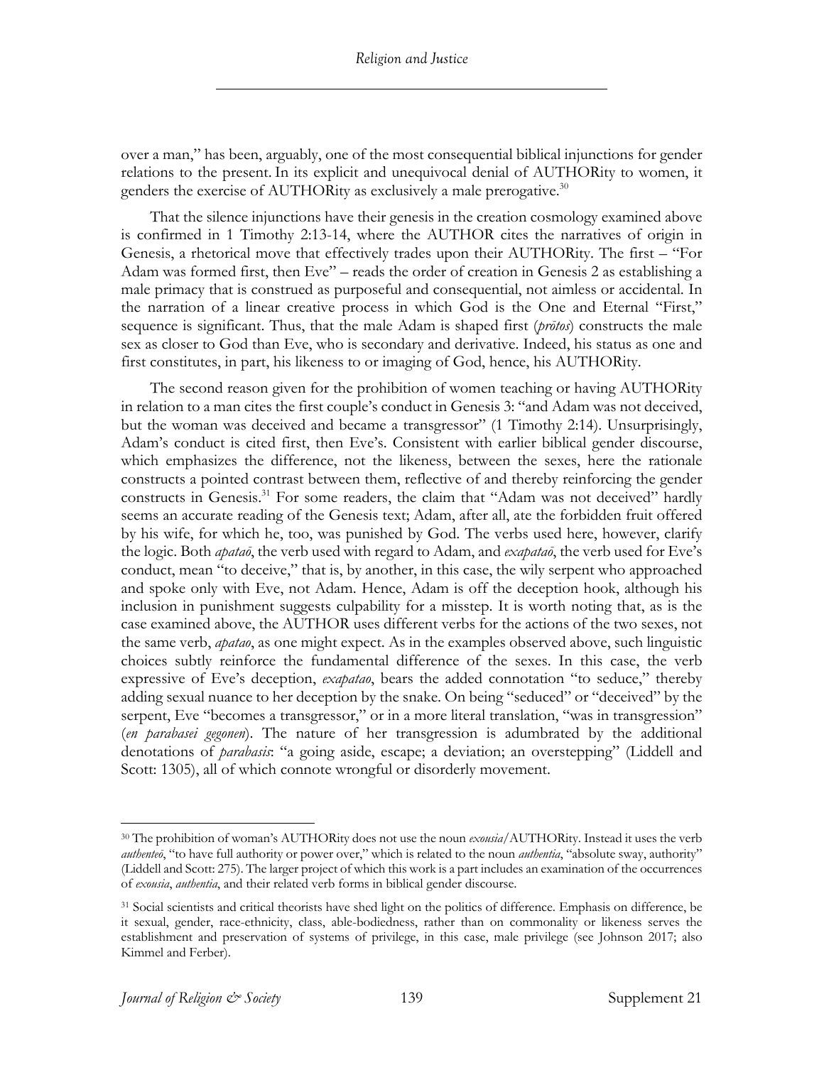over a man," has been, arguably, one of the most consequential biblical injunctions for gender relations to the present. In its explicit and unequivocal denial of AUTHORity to women, it genders the exercise of AUTHORity as exclusively a male prerogative.[30]

That the silence injunctions have their genesis in the creation cosmology examined above is confirmed in 1 Timothy 2:13-14, where the AUTHOR cites the narratives of origin in Genesis, a rhetorical move that effectively trades upon their AUTHORity. The first – "For Adam was formed first, then Eve" – reads the order of creation in Genesis 2 as establishing a male primacy that is construed as purposeful and consequential, not aimless or accidental. In the narration of a linear creative process in which God is the One and Eternal "First," sequence is significant. Thus, that the male Adam is shaped first (*prōtos*) constructs the male sex as closer to God than Eve, who is secondary and derivative. Indeed, his status as one and first constitutes, in part, his likeness to or imaging of God, hence, his AUTHORity.

The second reason given for the prohibition of women teaching or having AUTHORity in relation to a man cites the first couple's conduct in Genesis 3: "and Adam was not deceived, but the woman was deceived and became a transgressor" (1 Timothy 2:14). Unsurprisingly, Adam's conduct is cited first, then Eve's. Consistent with earlier biblical gender discourse, which emphasizes the difference, not the likeness, between the sexes, here the rationale constructs a pointed contrast between them, reflective of and thereby reinforcing the gender constructs in Genesis.[31] For some readers, the claim that "Adam was not deceived" hardly seems an accurate reading of the Genesis text; Adam, after all, ate the forbidden fruit offered by his wife, for which he, too, was punished by God. The verbs used here, however, clarify the logic. Both *apataō*, the verb used with regard to Adam, and *exapataō*, the verb used for Eve's conduct, mean "to deceive," that is, by another, in this case, the wily serpent who approached and spoke only with Eve, not Adam. Hence, Adam is off the deception hook, although his inclusion in punishment suggests culpability for a misstep. It is worth noting that, as is the case examined above, the AUTHOR uses different verbs for the actions of the two sexes, not the same verb, *apatao*, as one might expect. As in the examples observed above, such linguistic choices subtly reinforce the fundamental difference of the sexes. In this case, the verb expressive of Eve's deception, *exapatao*, bears the added connotation "to seduce," thereby adding sexual nuance to her deception by the snake. On being "seduced" or "deceived" by the serpent, Eve "becomes a transgressor," or in a more literal translation, "was in transgression" (*en parabasei gegonen*). The nature of her transgression is adumbrated by the additional denotations of *parabasis*: "a going aside, escape; a deviation; an overstepping" (Liddell and Scott: 1305), all of which connote wrongful or disorderly movement.

---

[30] The prohibition of woman's AUTHORity does not use the noun *exousia*/AUTHORity. Instead it uses the verb *authenteō*, "to have full authority or power over," which is related to the noun *authentia*, "absolute sway, authority" (Liddell and Scott: 275). The larger project of which this work is a part includes an examination of the occurrences of *exousia*, *authentia*, and their related verb forms in biblical gender discourse.

[31] Social scientists and critical theorists have shed light on the politics of difference. Emphasis on difference, be it sexual, gender, race-ethnicity, class, able-bodiedness, rather than on commonality or likeness serves the establishment and preservation of systems of privilege, in this case, male privilege (see Johnson 2017; also Kimmel and Ferber).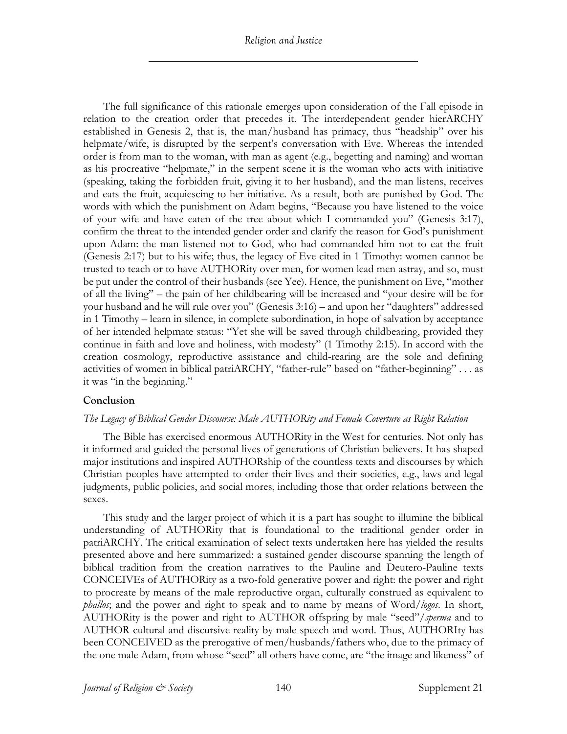The full significance of this rationale emerges upon consideration of the Fall episode in relation to the creation order that precedes it. The interdependent gender hierARCHY established in Genesis 2, that is, the man/husband has primacy, thus "headship" over his helpmate/wife, is disrupted by the serpent's conversation with Eve. Whereas the intended order is from man to the woman, with man as agent (e.g., begetting and naming) and woman as his procreative "helpmate," in the serpent scene it is the woman who acts with initiative (speaking, taking the forbidden fruit, giving it to her husband), and the man listens, receives and eats the fruit, acquiescing to her initiative. As a result, both are punished by God. The words with which the punishment on Adam begins, "Because you have listened to the voice of your wife and have eaten of the tree about which I commanded you" (Genesis 3:17), confirm the threat to the intended gender order and clarify the reason for God's punishment upon Adam: the man listened not to God, who had commanded him not to eat the fruit (Genesis 2:17) but to his wife; thus, the legacy of Eve cited in 1 Timothy: women cannot be trusted to teach or to have AUTHORity over men, for women lead men astray, and so, must be put under the control of their husbands (see Yee). Hence, the punishment on Eve, "mother of all the living" – the pain of her childbearing will be increased and "your desire will be for your husband and he will rule over you" (Genesis 3:16) – and upon her "daughters" addressed in 1 Timothy – learn in silence, in complete subordination, in hope of salvation by acceptance of her intended helpmate status: "Yet she will be saved through childbearing, provided they continue in faith and love and holiness, with modesty" (1 Timothy 2:15). In accord with the creation cosmology, reproductive assistance and child-rearing are the sole and defining activities of women in biblical patriARCHY, "father-rule" based on "father-beginning" . . . as it was "in the beginning."

## Conclusion

### *The Legacy of Biblical Gender Discourse: Male AUTHORity and Female Coverture as Right Relation*

The Bible has exercised enormous AUTHORity in the West for centuries. Not only has it informed and guided the personal lives of generations of Christian believers. It has shaped major institutions and inspired AUTHORship of the countless texts and discourses by which Christian peoples have attempted to order their lives and their societies, e.g., laws and legal judgments, public policies, and social mores, including those that order relations between the sexes.

This study and the larger project of which it is a part has sought to illumine the biblical understanding of AUTHORity that is foundational to the traditional gender order in patriARCHY. The critical examination of select texts undertaken here has yielded the results presented above and here summarized: a sustained gender discourse spanning the length of biblical tradition from the creation narratives to the Pauline and Deutero-Pauline texts CONCEIVEs of AUTHORity as a two-fold generative power and right: the power and right to procreate by means of the male reproductive organ, culturally construed as equivalent to *phallos*; and the power and right to speak and to name by means of Word/*logos*. In short, AUTHORity is the power and right to AUTHOR offspring by male "seed"/*sperma* and to AUTHOR cultural and discursive reality by male speech and word. Thus, AUTHORIty has been CONCEIVED as the prerogative of men/husbands/fathers who, due to the primacy of the one male Adam, from whose "seed" all others have come, are "the image and likeness" of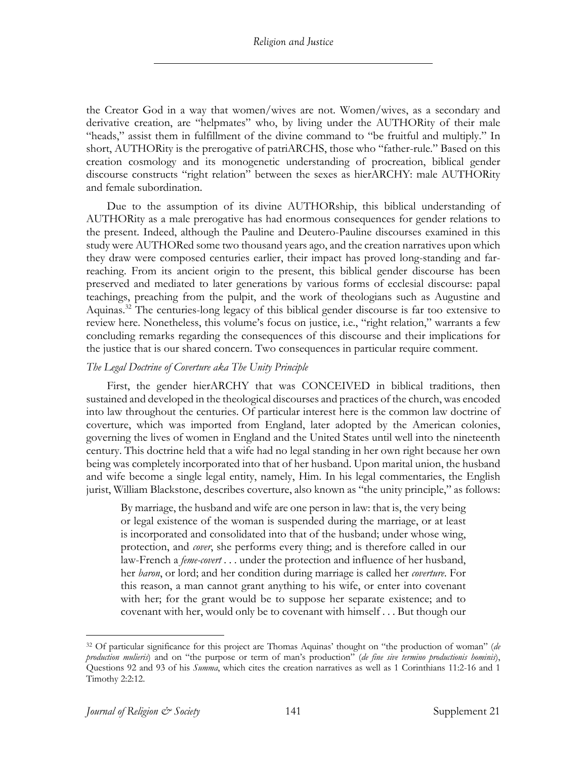the Creator God in a way that women/wives are not. Women/wives, as a secondary and derivative creation, are "helpmates" who, by living under the AUTHORity of their male "heads," assist them in fulfillment of the divine command to "be fruitful and multiply." In short, AUTHORity is the prerogative of patriARCHS, those who "father-rule." Based on this creation cosmology and its monogenetic understanding of procreation, biblical gender discourse constructs "right relation" between the sexes as hierARCHY: male AUTHORity and female subordination.

Due to the assumption of its divine AUTHORship, this biblical understanding of AUTHORity as a male prerogative has had enormous consequences for gender relations to the present. Indeed, although the Pauline and Deutero-Pauline discourses examined in this study were AUTHORed some two thousand years ago, and the creation narratives upon which they draw were composed centuries earlier, their impact has proved long-standing and far-reaching. From its ancient origin to the present, this biblical gender discourse has been preserved and mediated to later generations by various forms of ecclesial discourse: papal teachings, preaching from the pulpit, and the work of theologians such as Augustine and Aquinas.[32] The centuries-long legacy of this biblical gender discourse is far too extensive to review here. Nonetheless, this volume's focus on justice, i.e., "right relation," warrants a few concluding remarks regarding the consequences of this discourse and their implications for the justice that is our shared concern. Two consequences in particular require comment.

*The Legal Doctrine of Coverture aka The Unity Principle*

First, the gender hierARCHY that was CONCEIVED in biblical traditions, then sustained and developed in the theological discourses and practices of the church, was encoded into law throughout the centuries. Of particular interest here is the common law doctrine of coverture, which was imported from England, later adopted by the American colonies, governing the lives of women in England and the United States until well into the nineteenth century. This doctrine held that a wife had no legal standing in her own right because her own being was completely incorporated into that of her husband. Upon marital union, the husband and wife become a single legal entity, namely, Him. In his legal commentaries, the English jurist, William Blackstone, describes coverture, also known as "the unity principle," as follows:

> By marriage, the husband and wife are one person in law: that is, the very being or legal existence of the woman is suspended during the marriage, or at least is incorporated and consolidated into that of the husband; under whose wing, protection, and *cover*, she performs every thing; and is therefore called in our law-French a *feme-covert* . . . under the protection and influence of her husband, her *baron*, or lord; and her condition during marriage is called her *coverture*. For this reason, a man cannot grant anything to his wife, or enter into covenant with her; for the grant would be to suppose her separate existence; and to covenant with her, would only be to covenant with himself . . . But though our

---

[32] Of particular significance for this project are Thomas Aquinas' thought on "the production of woman" (*de production mulieris*) and on "the purpose or term of man's production" (*de fine sive termino productionis hominis*), Questions 92 and 93 of his *Summa*, which cites the creation narratives as well as 1 Corinthians 11:2-16 and 1 Timothy 2:2:12.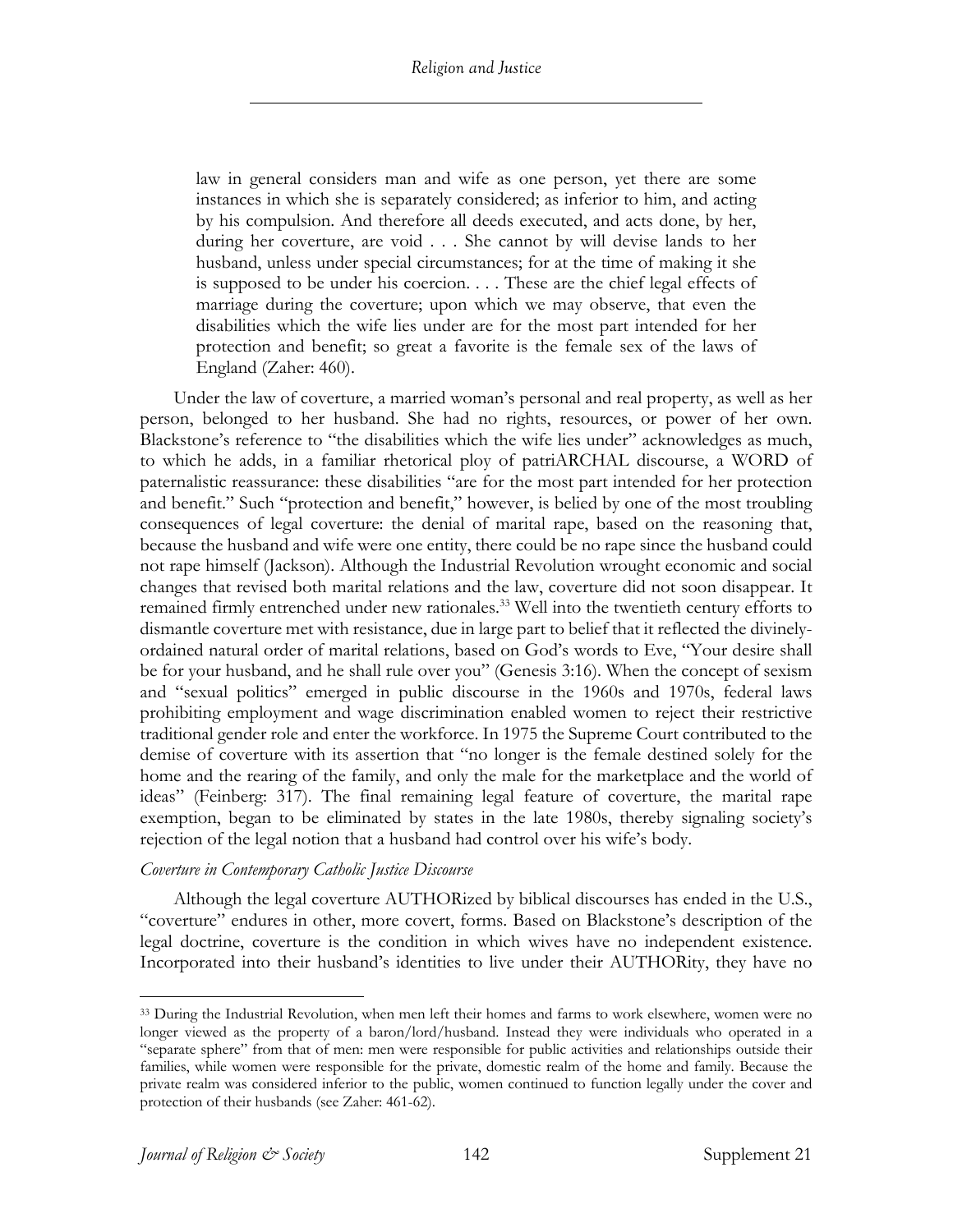> law in general considers man and wife as one person, yet there are some instances in which she is separately considered; as inferior to him, and acting by his compulsion. And therefore all deeds executed, and acts done, by her, during her coverture, are void . . . She cannot by will devise lands to her husband, unless under special circumstances; for at the time of making it she is supposed to be under his coercion. . . . These are the chief legal effects of marriage during the coverture; upon which we may observe, that even the disabilities which the wife lies under are for the most part intended for her protection and benefit; so great a favorite is the female sex of the laws of England (Zaher: 460).

Under the law of coverture, a married woman's personal and real property, as well as her person, belonged to her husband. She had no rights, resources, or power of her own. Blackstone's reference to "the disabilities which the wife lies under" acknowledges as much, to which he adds, in a familiar rhetorical ploy of patriARCHAL discourse, a WORD of paternalistic reassurance: these disabilities "are for the most part intended for her protection and benefit." Such "protection and benefit," however, is belied by one of the most troubling consequences of legal coverture: the denial of marital rape, based on the reasoning that, because the husband and wife were one entity, there could be no rape since the husband could not rape himself (Jackson). Although the Industrial Revolution wrought economic and social changes that revised both marital relations and the law, coverture did not soon disappear. It remained firmly entrenched under new rationales.[33] Well into the twentieth century efforts to dismantle coverture met with resistance, due in large part to belief that it reflected the divinely-ordained natural order of marital relations, based on God's words to Eve, "Your desire shall be for your husband, and he shall rule over you" (Genesis 3:16). When the concept of sexism and "sexual politics" emerged in public discourse in the 1960s and 1970s, federal laws prohibiting employment and wage discrimination enabled women to reject their restrictive traditional gender role and enter the workforce. In 1975 the Supreme Court contributed to the demise of coverture with its assertion that "no longer is the female destined solely for the home and the rearing of the family, and only the male for the marketplace and the world of ideas" (Feinberg: 317). The final remaining legal feature of coverture, the marital rape exemption, began to be eliminated by states in the late 1980s, thereby signaling society's rejection of the legal notion that a husband had control over his wife's body.

### *Coverture in Contemporary Catholic Justice Discourse*

Although the legal coverture AUTHORized by biblical discourses has ended in the U.S., "coverture" endures in other, more covert, forms. Based on Blackstone's description of the legal doctrine, coverture is the condition in which wives have no independent existence. Incorporated into their husband's identities to live under their AUTHORity, they have no

---

[33] During the Industrial Revolution, when men left their homes and farms to work elsewhere, women were no longer viewed as the property of a baron/lord/husband. Instead they were individuals who operated in a "separate sphere" from that of men: men were responsible for public activities and relationships outside their families, while women were responsible for the private, domestic realm of the home and family. Because the private realm was considered inferior to the public, women continued to function legally under the cover and protection of their husbands (see Zaher: 461-62).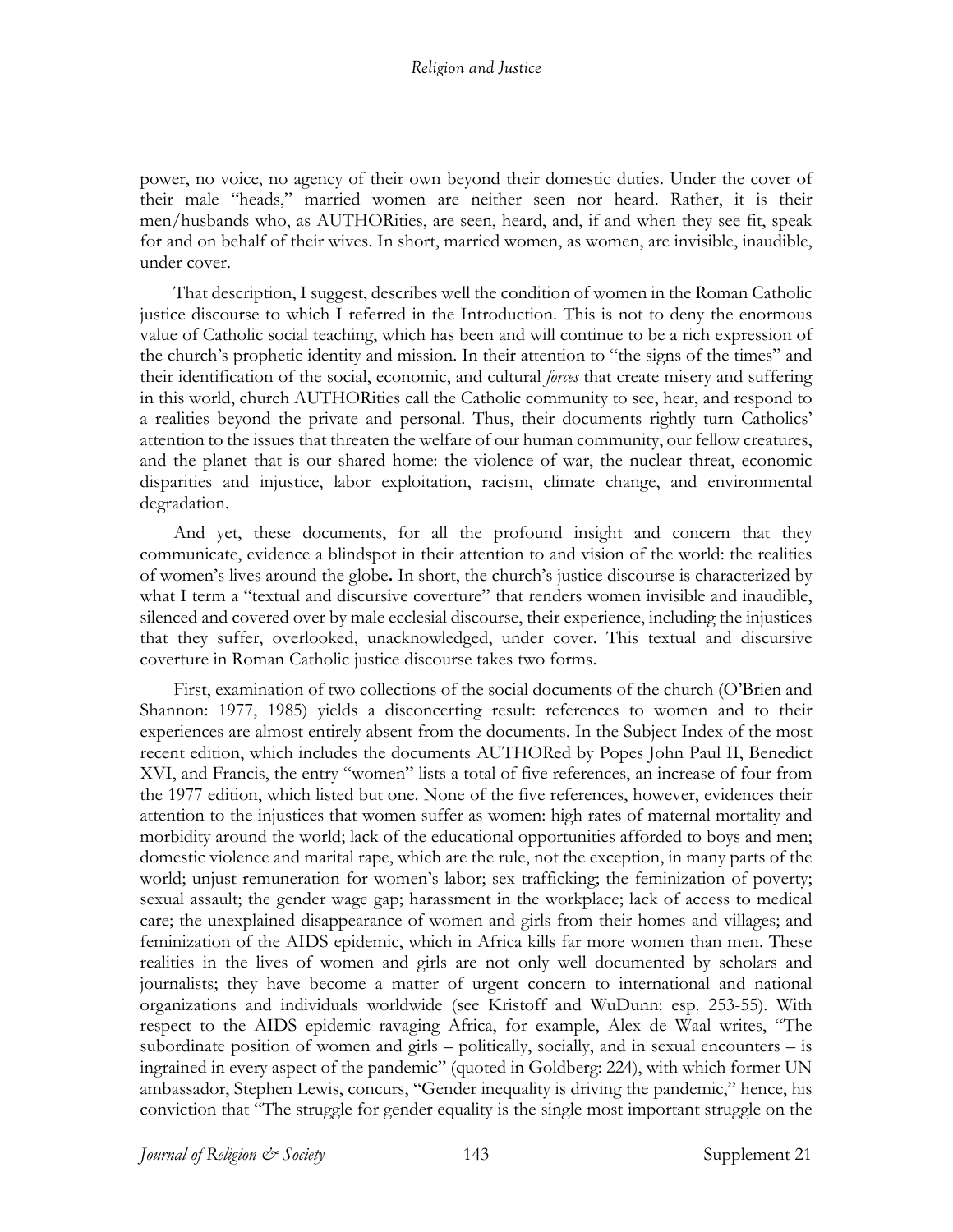power, no voice, no agency of their own beyond their domestic duties. Under the cover of their male "heads," married women are neither seen nor heard. Rather, it is their men/husbands who, as AUTHORities, are seen, heard, and, if and when they see fit, speak for and on behalf of their wives. In short, married women, as women, are invisible, inaudible, under cover.

That description, I suggest, describes well the condition of women in the Roman Catholic justice discourse to which I referred in the Introduction. This is not to deny the enormous value of Catholic social teaching, which has been and will continue to be a rich expression of the church's prophetic identity and mission. In their attention to "the signs of the times" and their identification of the social, economic, and cultural *forces* that create misery and suffering in this world, church AUTHORities call the Catholic community to see, hear, and respond to a realities beyond the private and personal. Thus, their documents rightly turn Catholics' attention to the issues that threaten the welfare of our human community, our fellow creatures, and the planet that is our shared home: the violence of war, the nuclear threat, economic disparities and injustice, labor exploitation, racism, climate change, and environmental degradation.

And yet, these documents, for all the profound insight and concern that they communicate, evidence a blindspot in their attention to and vision of the world: the realities of women's lives around the globe**.** In short, the church's justice discourse is characterized by what I term a "textual and discursive coverture" that renders women invisible and inaudible, silenced and covered over by male ecclesial discourse, their experience, including the injustices that they suffer, overlooked, unacknowledged, under cover. This textual and discursive coverture in Roman Catholic justice discourse takes two forms.

First, examination of two collections of the social documents of the church (O'Brien and Shannon: 1977, 1985) yields a disconcerting result: references to women and to their experiences are almost entirely absent from the documents. In the Subject Index of the most recent edition, which includes the documents AUTHORed by Popes John Paul II, Benedict XVI, and Francis, the entry "women" lists a total of five references, an increase of four from the 1977 edition, which listed but one. None of the five references, however, evidences their attention to the injustices that women suffer as women: high rates of maternal mortality and morbidity around the world; lack of the educational opportunities afforded to boys and men; domestic violence and marital rape, which are the rule, not the exception, in many parts of the world; unjust remuneration for women's labor; sex trafficking; the feminization of poverty; sexual assault; the gender wage gap; harassment in the workplace; lack of access to medical care; the unexplained disappearance of women and girls from their homes and villages; and feminization of the AIDS epidemic, which in Africa kills far more women than men. These realities in the lives of women and girls are not only well documented by scholars and journalists; they have become a matter of urgent concern to international and national organizations and individuals worldwide (see Kristoff and WuDunn: esp. 253-55). With respect to the AIDS epidemic ravaging Africa, for example, Alex de Waal writes, "The subordinate position of women and girls – politically, socially, and in sexual encounters – is ingrained in every aspect of the pandemic" (quoted in Goldberg: 224), with which former UN ambassador, Stephen Lewis, concurs, "Gender inequality is driving the pandemic," hence, his conviction that "The struggle for gender equality is the single most important struggle on the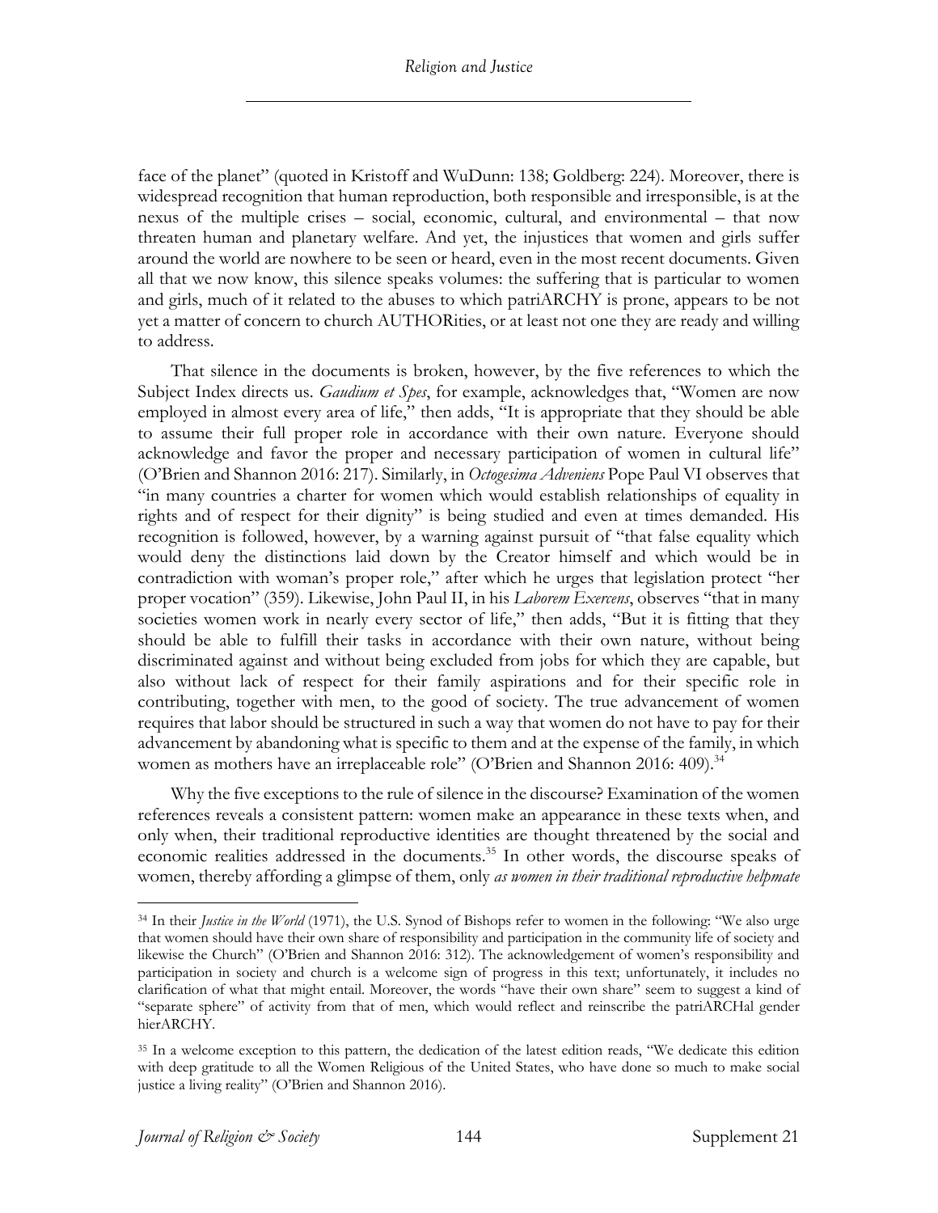face of the planet" (quoted in Kristoff and WuDunn: 138; Goldberg: 224). Moreover, there is widespread recognition that human reproduction, both responsible and irresponsible, is at the nexus of the multiple crises – social, economic, cultural, and environmental – that now threaten human and planetary welfare. And yet, the injustices that women and girls suffer around the world are nowhere to be seen or heard, even in the most recent documents. Given all that we now know, this silence speaks volumes: the suffering that is particular to women and girls, much of it related to the abuses to which patriARCHY is prone, appears to be not yet a matter of concern to church AUTHORities, or at least not one they are ready and willing to address.

That silence in the documents is broken, however, by the five references to which the Subject Index directs us. *Gaudium et Spes*, for example, acknowledges that, "Women are now employed in almost every area of life," then adds, "It is appropriate that they should be able to assume their full proper role in accordance with their own nature. Everyone should acknowledge and favor the proper and necessary participation of women in cultural life" (O'Brien and Shannon 2016: 217). Similarly, in *Octogesima Adveniens* Pope Paul VI observes that "in many countries a charter for women which would establish relationships of equality in rights and of respect for their dignity" is being studied and even at times demanded. His recognition is followed, however, by a warning against pursuit of "that false equality which would deny the distinctions laid down by the Creator himself and which would be in contradiction with woman's proper role," after which he urges that legislation protect "her proper vocation" (359). Likewise, John Paul II, in his *Laborem Exercens*, observes "that in many societies women work in nearly every sector of life," then adds, "But it is fitting that they should be able to fulfill their tasks in accordance with their own nature, without being discriminated against and without being excluded from jobs for which they are capable, but also without lack of respect for their family aspirations and for their specific role in contributing, together with men, to the good of society. The true advancement of women requires that labor should be structured in such a way that women do not have to pay for their advancement by abandoning what is specific to them and at the expense of the family, in which women as mothers have an irreplaceable role" (O'Brien and Shannon 2016: 409).[34]

Why the five exceptions to the rule of silence in the discourse? Examination of the women references reveals a consistent pattern: women make an appearance in these texts when, and only when, their traditional reproductive identities are thought threatened by the social and economic realities addressed in the documents.[35] In other words, the discourse speaks of women, thereby affording a glimpse of them, only *as women in their traditional reproductive helpmate*

---

[34] In their *Justice in the World* (1971), the U.S. Synod of Bishops refer to women in the following: "We also urge that women should have their own share of responsibility and participation in the community life of society and likewise the Church" (O'Brien and Shannon 2016: 312). The acknowledgement of women's responsibility and participation in society and church is a welcome sign of progress in this text; unfortunately, it includes no clarification of what that might entail. Moreover, the words "have their own share" seem to suggest a kind of "separate sphere" of activity from that of men, which would reflect and reinscribe the patriARCHal gender hierARCHY.

[35] In a welcome exception to this pattern, the dedication of the latest edition reads, "We dedicate this edition with deep gratitude to all the Women Religious of the United States, who have done so much to make social justice a living reality" (O'Brien and Shannon 2016).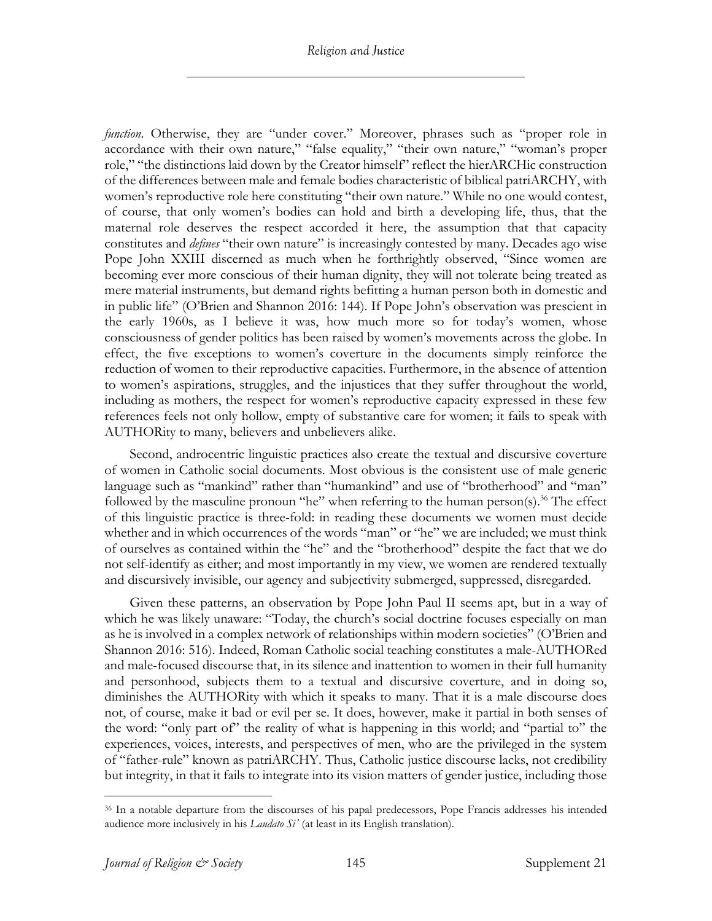*function*. Otherwise, they are "under cover." Moreover, phrases such as "proper role in accordance with their own nature," "false equality," "their own nature," "woman's proper role," "the distinctions laid down by the Creator himself" reflect the hierARCHic construction of the differences between male and female bodies characteristic of biblical patriARCHY, with women's reproductive role here constituting "their own nature." While no one would contest, of course, that only women's bodies can hold and birth a developing life, thus, that the maternal role deserves the respect accorded it here, the assumption that that capacity constitutes and *defines* "their own nature" is increasingly contested by many. Decades ago wise Pope John XXIII discerned as much when he forthrightly observed, "Since women are becoming ever more conscious of their human dignity, they will not tolerate being treated as mere material instruments, but demand rights befitting a human person both in domestic and in public life" (O'Brien and Shannon 2016: 144). If Pope John's observation was prescient in the early 1960s, as I believe it was, how much more so for today's women, whose consciousness of gender politics has been raised by women's movements across the globe. In effect, the five exceptions to women's coverture in the documents simply reinforce the reduction of women to their reproductive capacities. Furthermore, in the absence of attention to women's aspirations, struggles, and the injustices that they suffer throughout the world, including as mothers, the respect for women's reproductive capacity expressed in these few references feels not only hollow, empty of substantive care for women; it fails to speak with AUTHORity to many, believers and unbelievers alike.

Second, androcentric linguistic practices also create the textual and discursive coverture of women in Catholic social documents. Most obvious is the consistent use of male generic language such as "mankind" rather than "humankind" and use of "brotherhood" and "man" followed by the masculine pronoun "he" when referring to the human person(s).[36] The effect of this linguistic practice is three-fold: in reading these documents we women must decide whether and in which occurrences of the words "man" or "he" we are included; we must think of ourselves as contained within the "he" and the "brotherhood" despite the fact that we do not self-identify as either; and most importantly in my view, we women are rendered textually and discursively invisible, our agency and subjectivity submerged, suppressed, disregarded.

Given these patterns, an observation by Pope John Paul II seems apt, but in a way of which he was likely unaware: "Today, the church's social doctrine focuses especially on man as he is involved in a complex network of relationships within modern societies" (O'Brien and Shannon 2016: 516). Indeed, Roman Catholic social teaching constitutes a male-AUTHORed and male-focused discourse that, in its silence and inattention to women in their full humanity and personhood, subjects them to a textual and discursive coverture, and in doing so, diminishes the AUTHORity with which it speaks to many. That it is a male discourse does not, of course, make it bad or evil per se. It does, however, make it partial in both senses of the word: "only part of" the reality of what is happening in this world; and "partial to" the experiences, voices, interests, and perspectives of men, who are the privileged in the system of "father-rule" known as patriARCHY. Thus, Catholic justice discourse lacks, not credibility but integrity, in that it fails to integrate into its vision matters of gender justice, including those

[36] In a notable departure from the discourses of his papal predecessors, Pope Francis addresses his intended audience more inclusively in his *Laudato Si'* (at least in its English translation).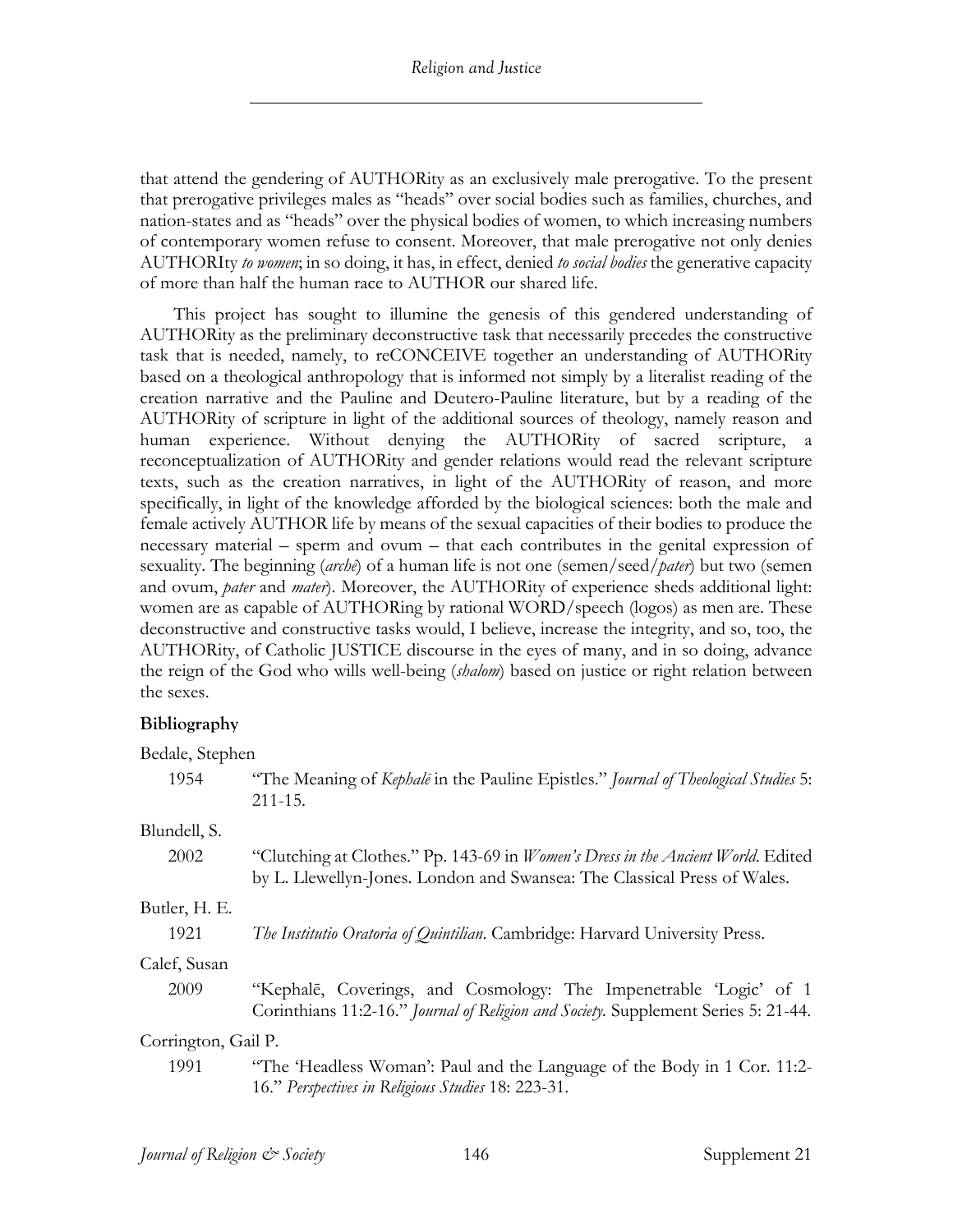that attend the gendering of AUTHORity as an exclusively male prerogative. To the present that prerogative privileges males as "heads" over social bodies such as families, churches, and nation-states and as "heads" over the physical bodies of women, to which increasing numbers of contemporary women refuse to consent. Moreover, that male prerogative not only denies AUTHORIty *to women*; in so doing, it has, in effect, denied *to social bodies* the generative capacity of more than half the human race to AUTHOR our shared life.

This project has sought to illumine the genesis of this gendered understanding of AUTHORity as the preliminary deconstructive task that necessarily precedes the constructive task that is needed, namely, to reCONCEIVE together an understanding of AUTHORity based on a theological anthropology that is informed not simply by a literalist reading of the creation narrative and the Pauline and Deutero-Pauline literature, but by a reading of the AUTHORity of scripture in light of the additional sources of theology, namely reason and human experience. Without denying the AUTHORity of sacred scripture, a reconceptualization of AUTHORity and gender relations would read the relevant scripture texts, such as the creation narratives, in light of the AUTHORity of reason, and more specifically, in light of the knowledge afforded by the biological sciences: both the male and female actively AUTHOR life by means of the sexual capacities of their bodies to produce the necessary material – sperm and ovum – that each contributes in the genital expression of sexuality. The beginning (*archē*) of a human life is not one (semen/seed/*pater*) but two (semen and ovum, *pater* and *mater*). Moreover, the AUTHORity of experience sheds additional light: women are as capable of AUTHORing by rational WORD/speech (logos) as men are. These deconstructive and constructive tasks would, I believe, increase the integrity, and so, too, the AUTHORity, of Catholic JUSTICE discourse in the eyes of many, and in so doing, advance the reign of the God who wills well-being (*shalom*) based on justice or right relation between the sexes.

**Bibliography**

Bedale, Stephen

1954 "The Meaning of *Kephalē* in the Pauline Epistles." *Journal of Theological Studies* 5: 211-15.

Blundell, S.

2002 "Clutching at Clothes." Pp. 143-69 in *Women's Dress in the Ancient World*. Edited by L. Llewellyn-Jones. London and Swansea: The Classical Press of Wales.

Butler, H. E.

1921 *The Institutio Oratoria of Quintilian*. Cambridge: Harvard University Press.

Calef, Susan

2009 "Kephalē, Coverings, and Cosmology: The Impenetrable 'Logic' of 1 Corinthians 11:2-16." *Journal of Religion and Society*. Supplement Series 5: 21-44.

Corrington, Gail P.

1991 "The 'Headless Woman': Paul and the Language of the Body in 1 Cor. 11:2-16." *Perspectives in Religious Studies* 18: 223-31.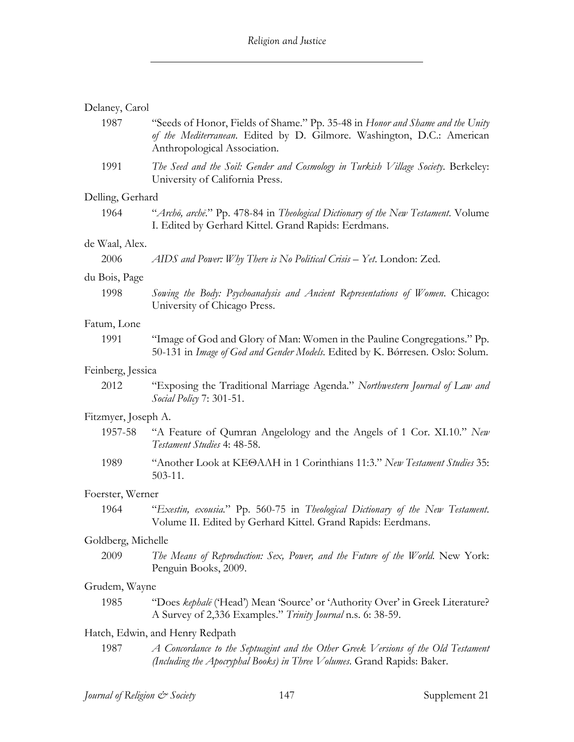Delaney, Carol

1987 "Seeds of Honor, Fields of Shame." Pp. 35-48 in *Honor and Shame and the Unity of the Mediterranean*. Edited by D. Gilmore. Washington, D.C.: American Anthropological Association.

1991 *The Seed and the Soil: Gender and Cosmology in Turkish Village Society*. Berkeley: University of California Press.

Delling, Gerhard

1964 "*Archō, archē*." Pp. 478-84 in *Theological Dictionary of the New Testament*. Volume I. Edited by Gerhard Kittel. Grand Rapids: Eerdmans.

de Waal, Alex.

2006 *AIDS and Power: Why There is No Political Crisis – Yet*. London: Zed.

du Bois, Page

1998 *Sowing the Body: Psychoanalysis and Ancient Representations of Women*. Chicago: University of Chicago Press.

Fatum, Lone

1991 "Image of God and Glory of Man: Women in the Pauline Congregations." Pp. 50-131 in *Image of God and Gender Models*. Edited by K. Bǿrresen. Oslo: Solum.

Feinberg, Jessica

2012 "Exposing the Traditional Marriage Agenda." *Northwestern Journal of Law and Social Policy* 7: 301-51.

Fitzmyer, Joseph A.

1957-58 "A Feature of Qumran Angelology and the Angels of 1 Cor. XI.10." *New Testament Studies* 4: 48-58.

1989 "Another Look at ΚΕΘΑΛΗ in 1 Corinthians 11:3." *New Testament Studies* 35: 503-11.

Foerster, Werner

1964 "*Exestin, exousia*." Pp. 560-75 in *Theological Dictionary of the New Testament*. Volume II. Edited by Gerhard Kittel. Grand Rapids: Eerdmans.

Goldberg, Michelle

2009 *The Means of Reproduction: Sex, Power, and the Future of the World*. New York: Penguin Books, 2009.

Grudem, Wayne

1985 "Does *kephalē* ('Head') Mean 'Source' or 'Authority Over' in Greek Literature? A Survey of 2,336 Examples." *Trinity Journal* n.s. 6: 38-59.

Hatch, Edwin, and Henry Redpath

1987 *A Concordance to the Septuagint and the Other Greek Versions of the Old Testament (Including the Apocryphal Books) in Three Volumes*. Grand Rapids: Baker.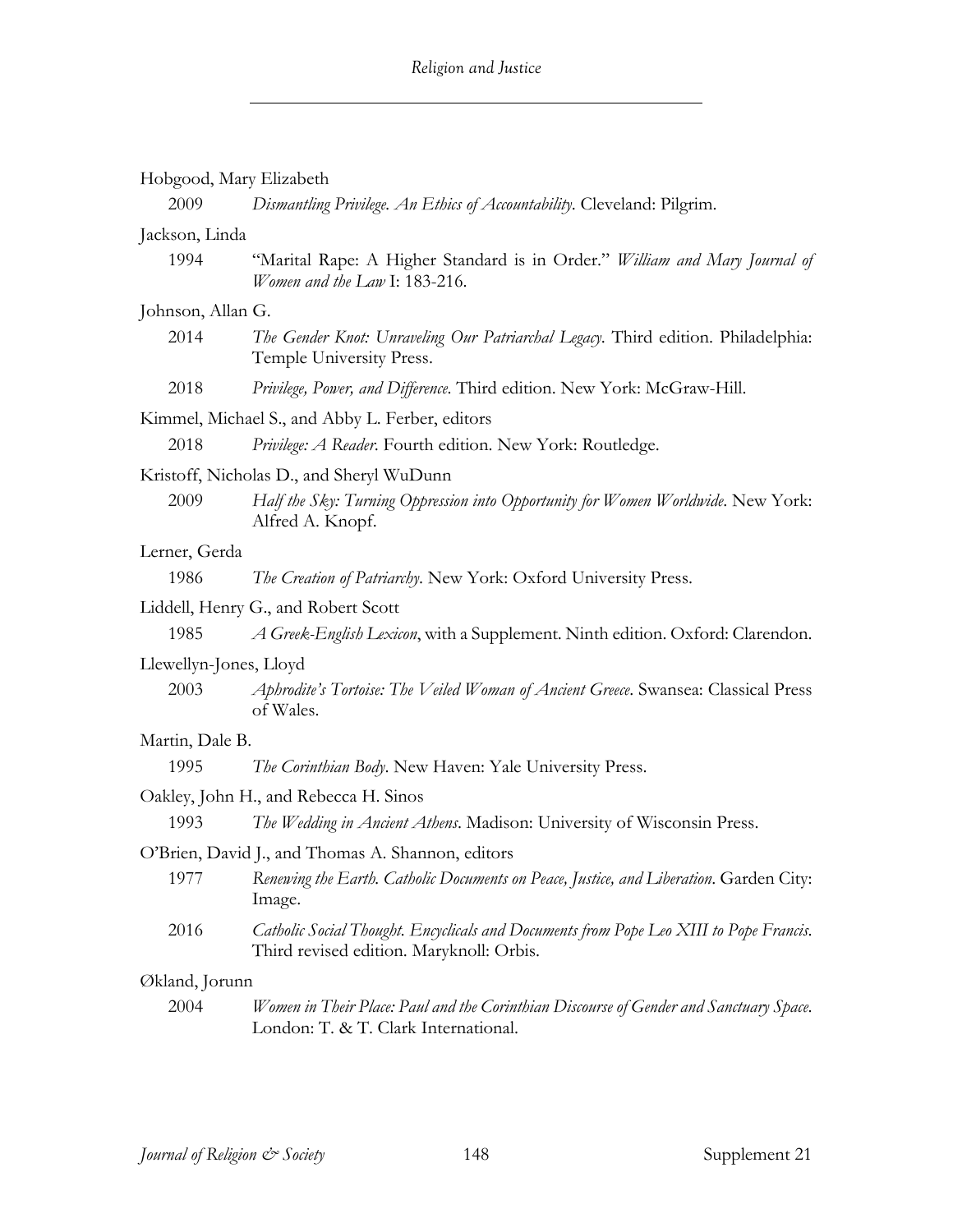Hobgood, Mary Elizabeth

2009 *Dismantling Privilege. An Ethics of Accountability*. Cleveland: Pilgrim.

Jackson, Linda

1994 "Marital Rape: A Higher Standard is in Order." *William and Mary Journal of Women and the Law* I: 183-216.

Johnson, Allan G.

2014 *The Gender Knot: Unraveling Our Patriarchal Legacy*. Third edition. Philadelphia: Temple University Press.

2018 *Privilege, Power, and Difference*. Third edition. New York: McGraw-Hill.

Kimmel, Michael S., and Abby L. Ferber, editors

2018 *Privilege: A Reader*. Fourth edition. New York: Routledge.

Kristoff, Nicholas D., and Sheryl WuDunn

2009 *Half the Sky: Turning Oppression into Opportunity for Women Worldwide*. New York: Alfred A. Knopf.

Lerner, Gerda

1986 *The Creation of Patriarchy*. New York: Oxford University Press.

Liddell, Henry G., and Robert Scott

1985 *A Greek-English Lexicon*, with a Supplement. Ninth edition. Oxford: Clarendon.

Llewellyn-Jones, Lloyd

2003 *Aphrodite's Tortoise: The Veiled Woman of Ancient Greece*. Swansea: Classical Press of Wales.

Martin, Dale B.

1995 *The Corinthian Body*. New Haven: Yale University Press.

Oakley, John H., and Rebecca H. Sinos

1993 *The Wedding in Ancient Athens*. Madison: University of Wisconsin Press.

O'Brien, David J., and Thomas A. Shannon, editors

1977 *Renewing the Earth. Catholic Documents on Peace, Justice, and Liberation*. Garden City: Image.

2016 *Catholic Social Thought. Encyclicals and Documents from Pope Leo XIII to Pope Francis*. Third revised edition. Maryknoll: Orbis.

Økland, Jorunn

2004 *Women in Their Place: Paul and the Corinthian Discourse of Gender and Sanctuary Space*. London: T. & T. Clark International.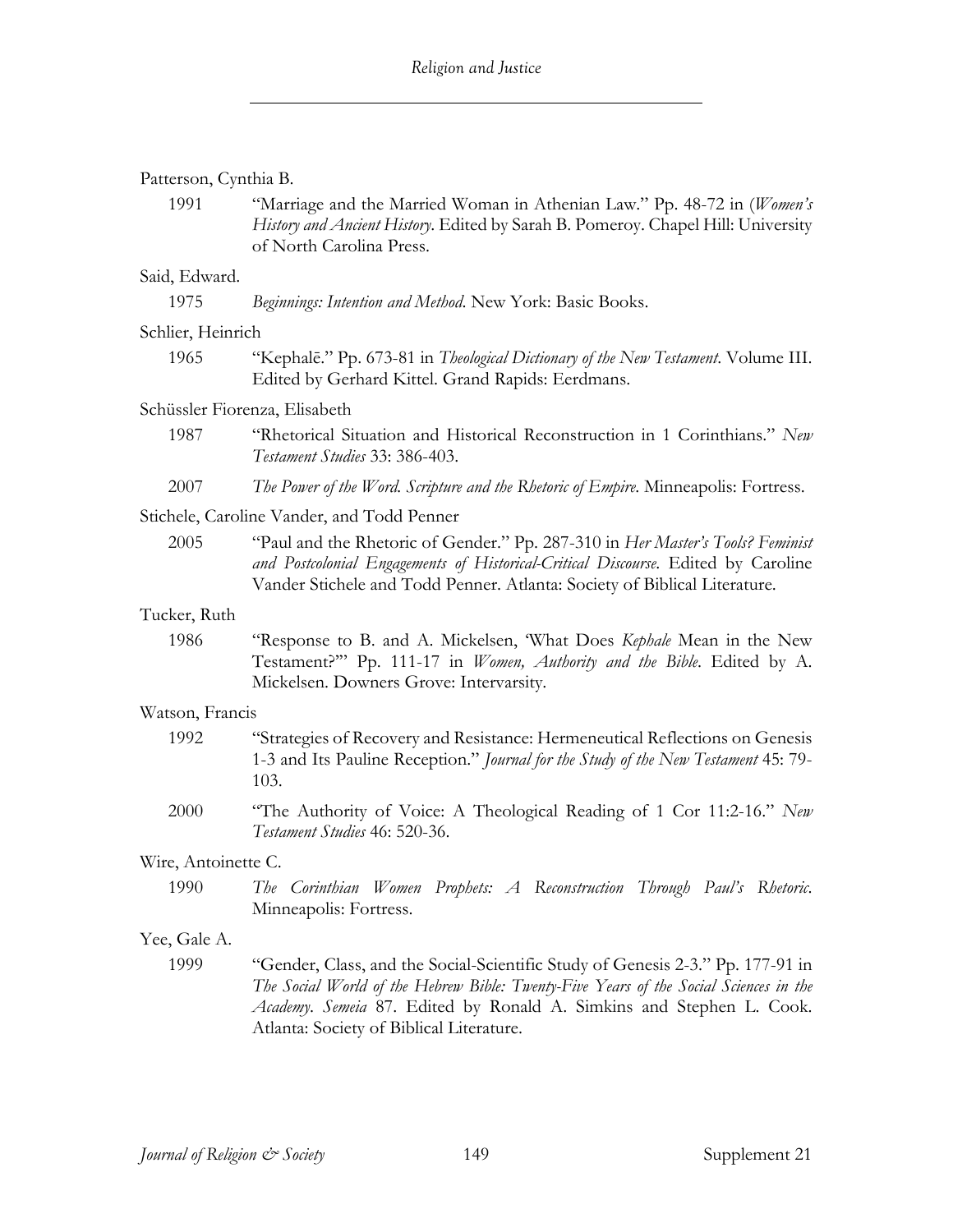Patterson, Cynthia B.

1991 "Marriage and the Married Woman in Athenian Law." Pp. 48-72 in (*Women's History and Ancient History*. Edited by Sarah B. Pomeroy. Chapel Hill: University of North Carolina Press.

Said, Edward.

1975 *Beginnings: Intention and Method*. New York: Basic Books.

Schlier, Heinrich

1965 "Kephalē." Pp. 673-81 in *Theological Dictionary of the New Testament*. Volume III. Edited by Gerhard Kittel. Grand Rapids: Eerdmans.

Schüssler Fiorenza, Elisabeth

1987 "Rhetorical Situation and Historical Reconstruction in 1 Corinthians." *New Testament Studies* 33: 386-403.

2007 *The Power of the Word. Scripture and the Rhetoric of Empire*. Minneapolis: Fortress.

Stichele, Caroline Vander, and Todd Penner

2005 "Paul and the Rhetoric of Gender." Pp. 287-310 in *Her Master's Tools? Feminist and Postcolonial Engagements of Historical-Critical Discourse*. Edited by Caroline Vander Stichele and Todd Penner. Atlanta: Society of Biblical Literature.

Tucker, Ruth

1986 "Response to B. and A. Mickelsen, 'What Does *Kephale* Mean in the New Testament?'" Pp. 111-17 in *Women, Authority and the Bible*. Edited by A. Mickelsen. Downers Grove: Intervarsity.

Watson, Francis

1992 "Strategies of Recovery and Resistance: Hermeneutical Reflections on Genesis 1-3 and Its Pauline Reception." *Journal for the Study of the New Testament* 45: 79-103.

2000 "The Authority of Voice: A Theological Reading of 1 Cor 11:2-16." *New Testament Studies* 46: 520-36.

Wire, Antoinette C.

1990 *The Corinthian Women Prophets: A Reconstruction Through Paul's Rhetoric*. Minneapolis: Fortress.

Yee, Gale A.

1999 "Gender, Class, and the Social-Scientific Study of Genesis 2-3." Pp. 177-91 in *The Social World of the Hebrew Bible: Twenty-Five Years of the Social Sciences in the Academy*. *Semeia* 87. Edited by Ronald A. Simkins and Stephen L. Cook. Atlanta: Society of Biblical Literature.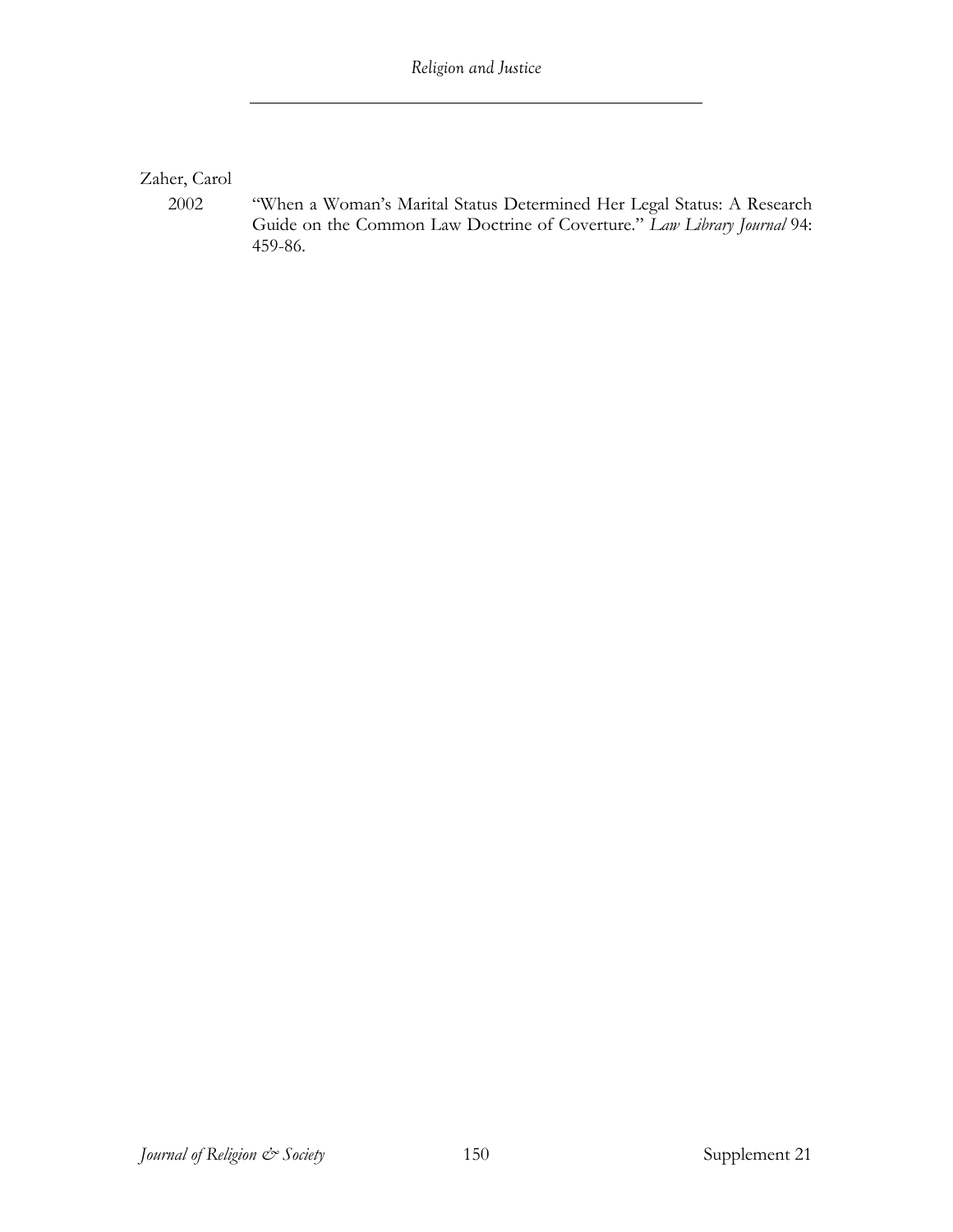Zaher, Carol

2002 "When a Woman's Marital Status Determined Her Legal Status: A Research Guide on the Common Law Doctrine of Coverture." *Law Library Journal* 94: 459-86.